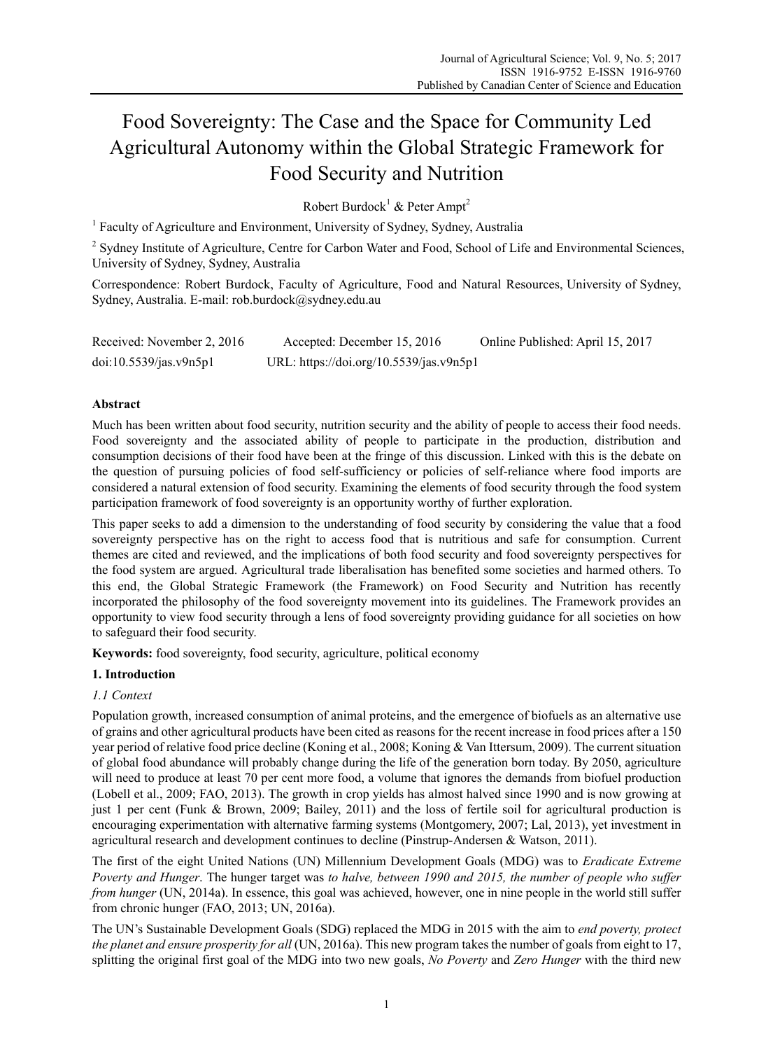# Food Sovereignty: The Case and the Space for Community Led Agricultural Autonomy within the Global Strategic Framework for Food Security and Nutrition

Robert Burdock[1] & Peter Ampt[2]

[1] Faculty of Agriculture and Environment, University of Sydney, Sydney, Australia

[2] Sydney Institute of Agriculture, Centre for Carbon Water and Food, School of Life and Environmental Sciences, University of Sydney, Sydney, Australia

Correspondence: Robert Burdock, Faculty of Agriculture, Food and Natural Resources, University of Sydney, Sydney, Australia. E-mail: rob.burdock@sydney.edu.au

Received: November 2, 2016 Accepted: December 15, 2016 Online Published: April 15, 2017

doi:10.5539/jas.v9n5p1 URL: https://doi.org/10.5539/jas.v9n5p1

## Abstract

Much has been written about food security, nutrition security and the ability of people to access their food needs. Food sovereignty and the associated ability of people to participate in the production, distribution and consumption decisions of their food have been at the fringe of this discussion. Linked with this is the debate on the question of pursuing policies of food self-sufficiency or policies of self-reliance where food imports are considered a natural extension of food security. Examining the elements of food security through the food system participation framework of food sovereignty is an opportunity worthy of further exploration.

This paper seeks to add a dimension to the understanding of food security by considering the value that a food sovereignty perspective has on the right to access food that is nutritious and safe for consumption. Current themes are cited and reviewed, and the implications of both food security and food sovereignty perspectives for the food system are argued. Agricultural trade liberalisation has benefited some societies and harmed others. To this end, the Global Strategic Framework (the Framework) on Food Security and Nutrition has recently incorporated the philosophy of the food sovereignty movement into its guidelines. The Framework provides an opportunity to view food security through a lens of food sovereignty providing guidance for all societies on how to safeguard their food security.

**Keywords:** food sovereignty, food security, agriculture, political economy

## 1. Introduction

### 1.1 Context

Population growth, increased consumption of animal proteins, and the emergence of biofuels as an alternative use of grains and other agricultural products have been cited as reasons for the recent increase in food prices after a 150 year period of relative food price decline (Koning et al., 2008; Koning & Van Ittersum, 2009). The current situation of global food abundance will probably change during the life of the generation born today. By 2050, agriculture will need to produce at least 70 per cent more food, a volume that ignores the demands from biofuel production (Lobell et al., 2009; FAO, 2013). The growth in crop yields has almost halved since 1990 and is now growing at just 1 per cent (Funk & Brown, 2009; Bailey, 2011) and the loss of fertile soil for agricultural production is encouraging experimentation with alternative farming systems (Montgomery, 2007; Lal, 2013), yet investment in agricultural research and development continues to decline (Pinstrup-Andersen & Watson, 2011).

The first of the eight United Nations (UN) Millennium Development Goals (MDG) was to *Eradicate Extreme Poverty and Hunger*. The hunger target was *to halve, between 1990 and 2015, the number of people who suffer from hunger* (UN, 2014a). In essence, this goal was achieved, however, one in nine people in the world still suffer from chronic hunger (FAO, 2013; UN, 2016a).

The UN's Sustainable Development Goals (SDG) replaced the MDG in 2015 with the aim to *end poverty, protect the planet and ensure prosperity for all* (UN, 2016a). This new program takes the number of goals from eight to 17, splitting the original first goal of the MDG into two new goals, *No Poverty* and *Zero Hunger* with the third new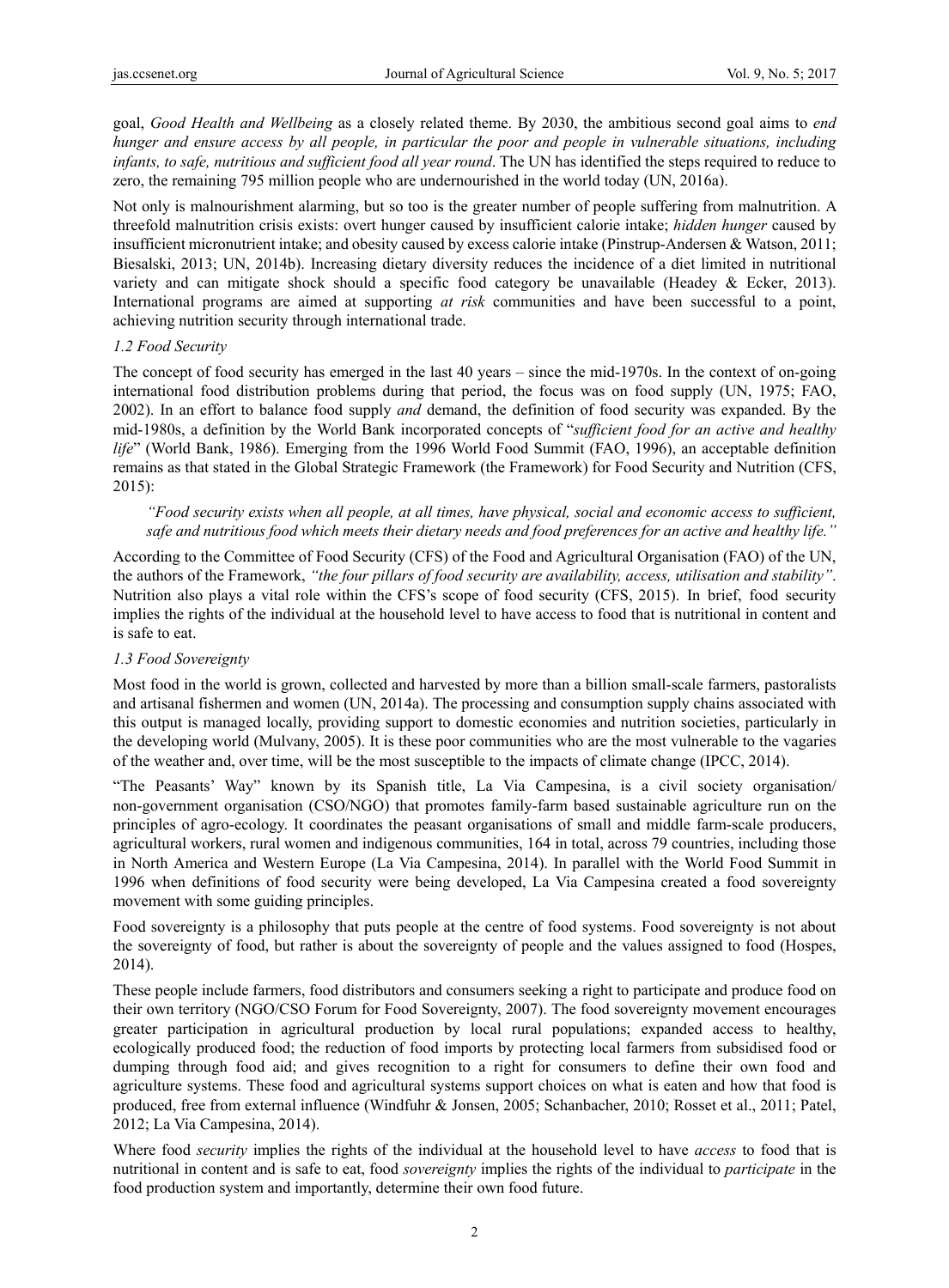goal, *Good Health and Wellbeing* as a closely related theme. By 2030, the ambitious second goal aims to *end hunger and ensure access by all people, in particular the poor and people in vulnerable situations, including infants, to safe, nutritious and sufficient food all year round*. The UN has identified the steps required to reduce to zero, the remaining 795 million people who are undernourished in the world today (UN, 2016a).

Not only is malnourishment alarming, but so too is the greater number of people suffering from malnutrition. A threefold malnutrition crisis exists: overt hunger caused by insufficient calorie intake; *hidden hunger* caused by insufficient micronutrient intake; and obesity caused by excess calorie intake (Pinstrup-Andersen & Watson, 2011; Biesalski, 2013; UN, 2014b). Increasing dietary diversity reduces the incidence of a diet limited in nutritional variety and can mitigate shock should a specific food category be unavailable (Headey & Ecker, 2013). International programs are aimed at supporting *at risk* communities and have been successful to a point, achieving nutrition security through international trade.

### *1.2 Food Security*

The concept of food security has emerged in the last 40 years – since the mid-1970s. In the context of on-going international food distribution problems during that period, the focus was on food supply (UN, 1975; FAO, 2002). In an effort to balance food supply *and* demand, the definition of food security was expanded. By the mid-1980s, a definition by the World Bank incorporated concepts of "*sufficient food for an active and healthy life*" (World Bank, 1986). Emerging from the 1996 World Food Summit (FAO, 1996), an acceptable definition remains as that stated in the Global Strategic Framework (the Framework) for Food Security and Nutrition (CFS, 2015):

> *"Food security exists when all people, at all times, have physical, social and economic access to sufficient, safe and nutritious food which meets their dietary needs and food preferences for an active and healthy life."*

According to the Committee of Food Security (CFS) of the Food and Agricultural Organisation (FAO) of the UN, the authors of the Framework, *"the four pillars of food security are availability, access, utilisation and stability"*. Nutrition also plays a vital role within the CFS's scope of food security (CFS, 2015). In brief, food security implies the rights of the individual at the household level to have access to food that is nutritional in content and is safe to eat.

### *1.3 Food Sovereignty*

Most food in the world is grown, collected and harvested by more than a billion small-scale farmers, pastoralists and artisanal fishermen and women (UN, 2014a). The processing and consumption supply chains associated with this output is managed locally, providing support to domestic economies and nutrition societies, particularly in the developing world (Mulvany, 2005). It is these poor communities who are the most vulnerable to the vagaries of the weather and, over time, will be the most susceptible to the impacts of climate change (IPCC, 2014).

"The Peasants' Way" known by its Spanish title, La Via Campesina, is a civil society organisation/ non-government organisation (CSO/NGO) that promotes family-farm based sustainable agriculture run on the principles of agro-ecology. It coordinates the peasant organisations of small and middle farm-scale producers, agricultural workers, rural women and indigenous communities, 164 in total, across 79 countries, including those in North America and Western Europe (La Via Campesina, 2014). In parallel with the World Food Summit in 1996 when definitions of food security were being developed, La Via Campesina created a food sovereignty movement with some guiding principles.

Food sovereignty is a philosophy that puts people at the centre of food systems. Food sovereignty is not about the sovereignty of food, but rather is about the sovereignty of people and the values assigned to food (Hospes, 2014).

These people include farmers, food distributors and consumers seeking a right to participate and produce food on their own territory (NGO/CSO Forum for Food Sovereignty, 2007). The food sovereignty movement encourages greater participation in agricultural production by local rural populations; expanded access to healthy, ecologically produced food; the reduction of food imports by protecting local farmers from subsidised food or dumping through food aid; and gives recognition to a right for consumers to define their own food and agriculture systems. These food and agricultural systems support choices on what is eaten and how that food is produced, free from external influence (Windfuhr & Jonsen, 2005; Schanbacher, 2010; Rosset et al., 2011; Patel, 2012; La Via Campesina, 2014).

Where food *security* implies the rights of the individual at the household level to have *access* to food that is nutritional in content and is safe to eat, food *sovereignty* implies the rights of the individual to *participate* in the food production system and importantly, determine their own food future.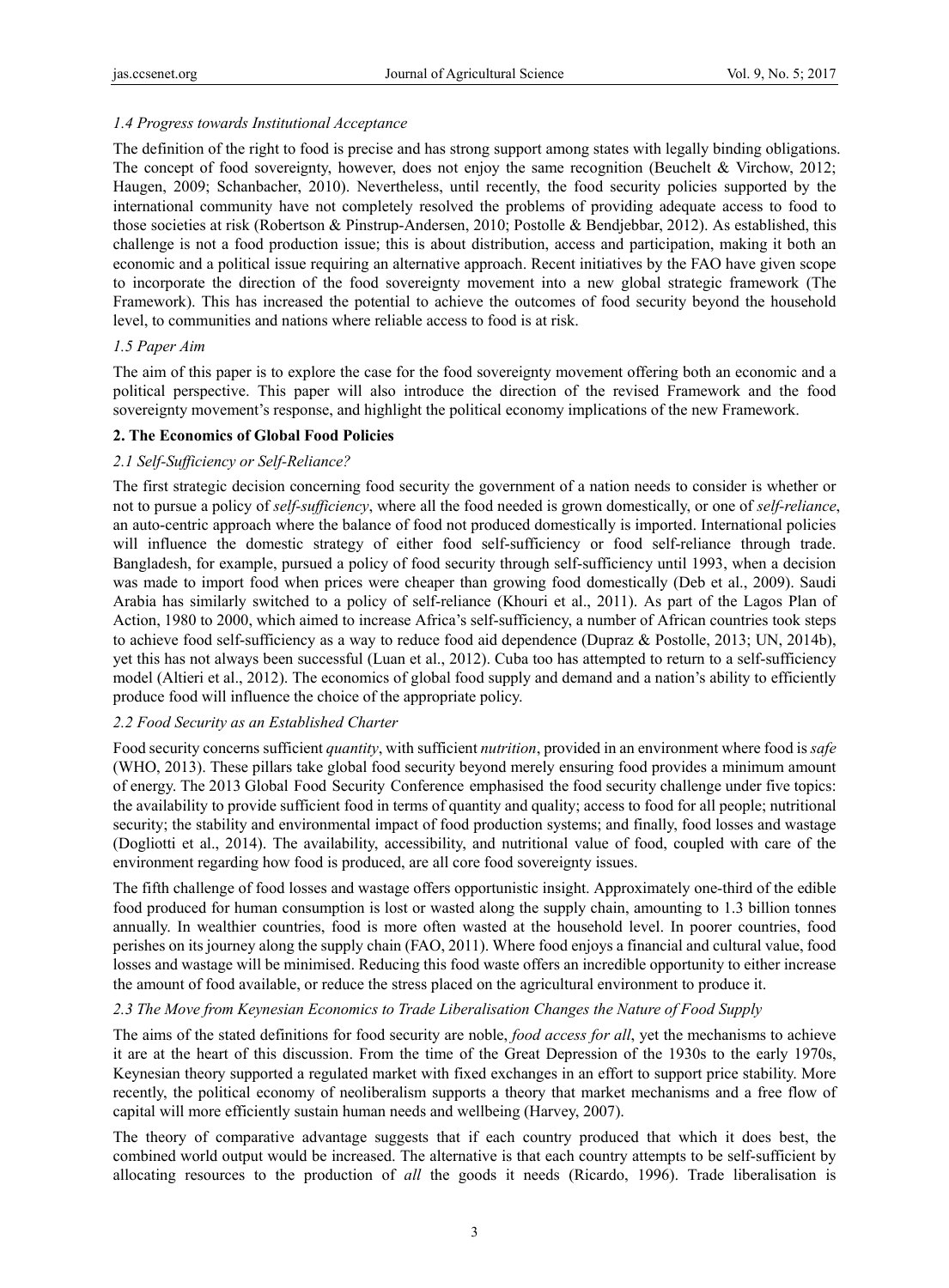### *1.4 Progress towards Institutional Acceptance*

The definition of the right to food is precise and has strong support among states with legally binding obligations. The concept of food sovereignty, however, does not enjoy the same recognition (Beuchelt & Virchow, 2012; Haugen, 2009; Schanbacher, 2010). Nevertheless, until recently, the food security policies supported by the international community have not completely resolved the problems of providing adequate access to food to those societies at risk (Robertson & Pinstrup-Andersen, 2010; Postolle & Bendjebbar, 2012). As established, this challenge is not a food production issue; this is about distribution, access and participation, making it both an economic and a political issue requiring an alternative approach. Recent initiatives by the FAO have given scope to incorporate the direction of the food sovereignty movement into a new global strategic framework (The Framework). This has increased the potential to achieve the outcomes of food security beyond the household level, to communities and nations where reliable access to food is at risk.

### *1.5 Paper Aim*

The aim of this paper is to explore the case for the food sovereignty movement offering both an economic and a political perspective. This paper will also introduce the direction of the revised Framework and the food sovereignty movement's response, and highlight the political economy implications of the new Framework.

## 2. The Economics of Global Food Policies

### *2.1 Self-Sufficiency or Self-Reliance?*

The first strategic decision concerning food security the government of a nation needs to consider is whether or not to pursue a policy of *self-sufficiency*, where all the food needed is grown domestically, or one of *self-reliance*, an auto-centric approach where the balance of food not produced domestically is imported. International policies will influence the domestic strategy of either food self-sufficiency or food self-reliance through trade. Bangladesh, for example, pursued a policy of food security through self-sufficiency until 1993, when a decision was made to import food when prices were cheaper than growing food domestically (Deb et al., 2009). Saudi Arabia has similarly switched to a policy of self-reliance (Khouri et al., 2011). As part of the Lagos Plan of Action, 1980 to 2000, which aimed to increase Africa's self-sufficiency, a number of African countries took steps to achieve food self-sufficiency as a way to reduce food aid dependence (Dupraz & Postolle, 2013; UN, 2014b), yet this has not always been successful (Luan et al., 2012). Cuba too has attempted to return to a self-sufficiency model (Altieri et al., 2012). The economics of global food supply and demand and a nation's ability to efficiently produce food will influence the choice of the appropriate policy.

### *2.2 Food Security as an Established Charter*

Food security concerns sufficient *quantity*, with sufficient *nutrition*, provided in an environment where food is *safe* (WHO, 2013). These pillars take global food security beyond merely ensuring food provides a minimum amount of energy. The 2013 Global Food Security Conference emphasised the food security challenge under five topics: the availability to provide sufficient food in terms of quantity and quality; access to food for all people; nutritional security; the stability and environmental impact of food production systems; and finally, food losses and wastage (Dogliotti et al., 2014). The availability, accessibility, and nutritional value of food, coupled with care of the environment regarding how food is produced, are all core food sovereignty issues.

The fifth challenge of food losses and wastage offers opportunistic insight. Approximately one-third of the edible food produced for human consumption is lost or wasted along the supply chain, amounting to 1.3 billion tonnes annually. In wealthier countries, food is more often wasted at the household level. In poorer countries, food perishes on its journey along the supply chain (FAO, 2011). Where food enjoys a financial and cultural value, food losses and wastage will be minimised. Reducing this food waste offers an incredible opportunity to either increase the amount of food available, or reduce the stress placed on the agricultural environment to produce it.

### *2.3 The Move from Keynesian Economics to Trade Liberalisation Changes the Nature of Food Supply*

The aims of the stated definitions for food security are noble, *food access for all*, yet the mechanisms to achieve it are at the heart of this discussion. From the time of the Great Depression of the 1930s to the early 1970s, Keynesian theory supported a regulated market with fixed exchanges in an effort to support price stability. More recently, the political economy of neoliberalism supports a theory that market mechanisms and a free flow of capital will more efficiently sustain human needs and wellbeing (Harvey, 2007).

The theory of comparative advantage suggests that if each country produced that which it does best, the combined world output would be increased. The alternative is that each country attempts to be self-sufficient by allocating resources to the production of *all* the goods it needs (Ricardo, 1996). Trade liberalisation is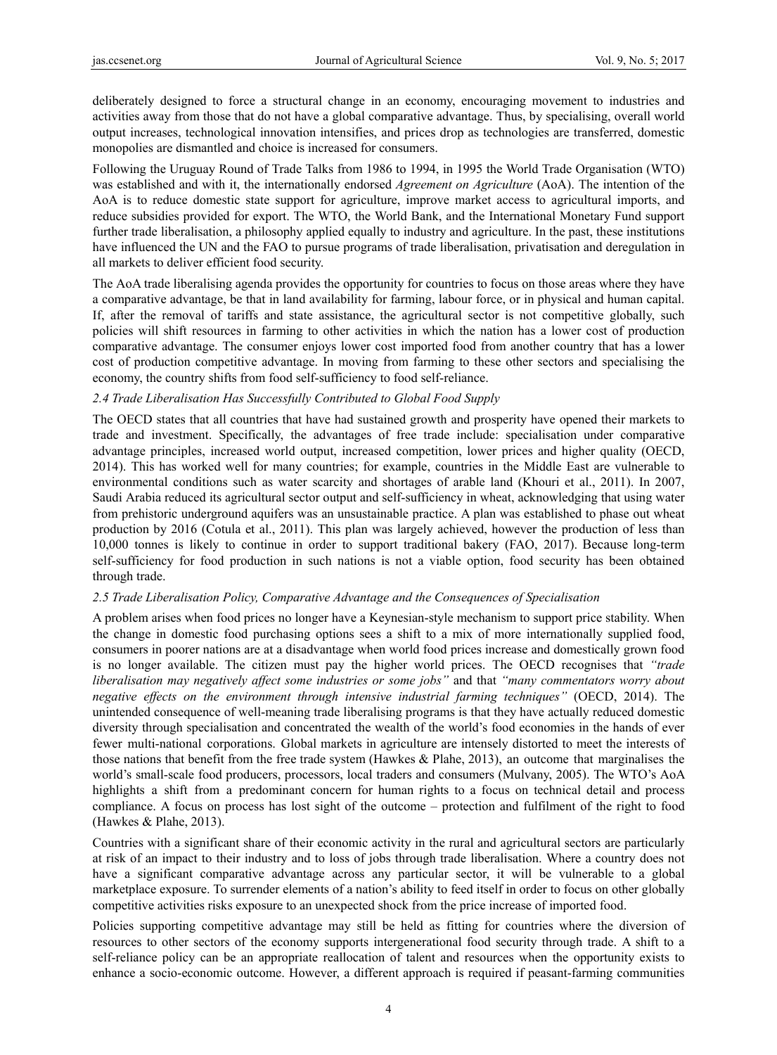deliberately designed to force a structural change in an economy, encouraging movement to industries and activities away from those that do not have a global comparative advantage. Thus, by specialising, overall world output increases, technological innovation intensifies, and prices drop as technologies are transferred, domestic monopolies are dismantled and choice is increased for consumers.

Following the Uruguay Round of Trade Talks from 1986 to 1994, in 1995 the World Trade Organisation (WTO) was established and with it, the internationally endorsed *Agreement on Agriculture* (AoA). The intention of the AoA is to reduce domestic state support for agriculture, improve market access to agricultural imports, and reduce subsidies provided for export. The WTO, the World Bank, and the International Monetary Fund support further trade liberalisation, a philosophy applied equally to industry and agriculture. In the past, these institutions have influenced the UN and the FAO to pursue programs of trade liberalisation, privatisation and deregulation in all markets to deliver efficient food security.

The AoA trade liberalising agenda provides the opportunity for countries to focus on those areas where they have a comparative advantage, be that in land availability for farming, labour force, or in physical and human capital. If, after the removal of tariffs and state assistance, the agricultural sector is not competitive globally, such policies will shift resources in farming to other activities in which the nation has a lower cost of production comparative advantage. The consumer enjoys lower cost imported food from another country that has a lower cost of production competitive advantage. In moving from farming to these other sectors and specialising the economy, the country shifts from food self-sufficiency to food self-reliance.

### *2.4 Trade Liberalisation Has Successfully Contributed to Global Food Supply*

The OECD states that all countries that have had sustained growth and prosperity have opened their markets to trade and investment. Specifically, the advantages of free trade include: specialisation under comparative advantage principles, increased world output, increased competition, lower prices and higher quality (OECD, 2014). This has worked well for many countries; for example, countries in the Middle East are vulnerable to environmental conditions such as water scarcity and shortages of arable land (Khouri et al., 2011). In 2007, Saudi Arabia reduced its agricultural sector output and self-sufficiency in wheat, acknowledging that using water from prehistoric underground aquifers was an unsustainable practice. A plan was established to phase out wheat production by 2016 (Cotula et al., 2011). This plan was largely achieved, however the production of less than 10,000 tonnes is likely to continue in order to support traditional bakery (FAO, 2017). Because long-term self-sufficiency for food production in such nations is not a viable option, food security has been obtained through trade.

### *2.5 Trade Liberalisation Policy, Comparative Advantage and the Consequences of Specialisation*

A problem arises when food prices no longer have a Keynesian-style mechanism to support price stability. When the change in domestic food purchasing options sees a shift to a mix of more internationally supplied food, consumers in poorer nations are at a disadvantage when world food prices increase and domestically grown food is no longer available. The citizen must pay the higher world prices. The OECD recognises that *"trade liberalisation may negatively affect some industries or some jobs"* and that *"many commentators worry about negative effects on the environment through intensive industrial farming techniques"* (OECD, 2014). The unintended consequence of well-meaning trade liberalising programs is that they have actually reduced domestic diversity through specialisation and concentrated the wealth of the world's food economies in the hands of ever fewer multi-national corporations. Global markets in agriculture are intensely distorted to meet the interests of those nations that benefit from the free trade system (Hawkes & Plahe, 2013), an outcome that marginalises the world's small-scale food producers, processors, local traders and consumers (Mulvany, 2005). The WTO's AoA highlights a shift from a predominant concern for human rights to a focus on technical detail and process compliance. A focus on process has lost sight of the outcome – protection and fulfilment of the right to food (Hawkes & Plahe, 2013).

Countries with a significant share of their economic activity in the rural and agricultural sectors are particularly at risk of an impact to their industry and to loss of jobs through trade liberalisation. Where a country does not have a significant comparative advantage across any particular sector, it will be vulnerable to a global marketplace exposure. To surrender elements of a nation's ability to feed itself in order to focus on other globally competitive activities risks exposure to an unexpected shock from the price increase of imported food.

Policies supporting competitive advantage may still be held as fitting for countries where the diversion of resources to other sectors of the economy supports intergenerational food security through trade. A shift to a self-reliance policy can be an appropriate reallocation of talent and resources when the opportunity exists to enhance a socio-economic outcome. However, a different approach is required if peasant-farming communities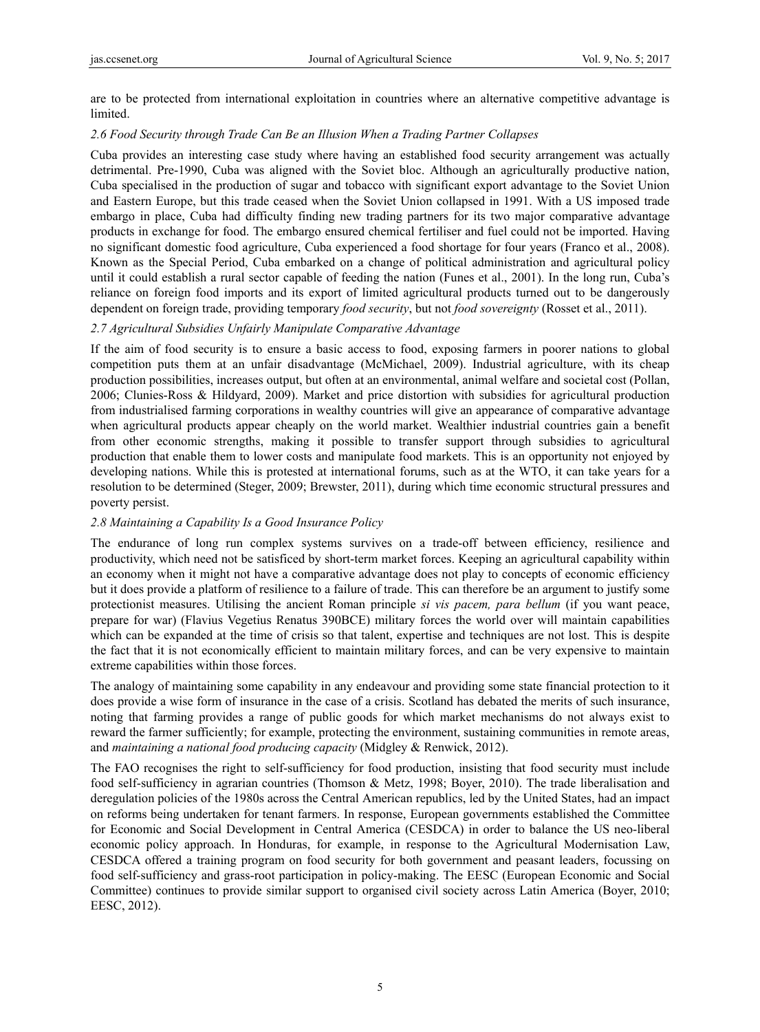are to be protected from international exploitation in countries where an alternative competitive advantage is limited.

### *2.6 Food Security through Trade Can Be an Illusion When a Trading Partner Collapses*

Cuba provides an interesting case study where having an established food security arrangement was actually detrimental. Pre-1990, Cuba was aligned with the Soviet bloc. Although an agriculturally productive nation, Cuba specialised in the production of sugar and tobacco with significant export advantage to the Soviet Union and Eastern Europe, but this trade ceased when the Soviet Union collapsed in 1991. With a US imposed trade embargo in place, Cuba had difficulty finding new trading partners for its two major comparative advantage products in exchange for food. The embargo ensured chemical fertiliser and fuel could not be imported. Having no significant domestic food agriculture, Cuba experienced a food shortage for four years (Franco et al., 2008). Known as the Special Period, Cuba embarked on a change of political administration and agricultural policy until it could establish a rural sector capable of feeding the nation (Funes et al., 2001). In the long run, Cuba's reliance on foreign food imports and its export of limited agricultural products turned out to be dangerously dependent on foreign trade, providing temporary *food security*, but not *food sovereignty* (Rosset et al., 2011).

### *2.7 Agricultural Subsidies Unfairly Manipulate Comparative Advantage*

If the aim of food security is to ensure a basic access to food, exposing farmers in poorer nations to global competition puts them at an unfair disadvantage (McMichael, 2009). Industrial agriculture, with its cheap production possibilities, increases output, but often at an environmental, animal welfare and societal cost (Pollan, 2006; Clunies-Ross & Hildyard, 2009). Market and price distortion with subsidies for agricultural production from industrialised farming corporations in wealthy countries will give an appearance of comparative advantage when agricultural products appear cheaply on the world market. Wealthier industrial countries gain a benefit from other economic strengths, making it possible to transfer support through subsidies to agricultural production that enable them to lower costs and manipulate food markets. This is an opportunity not enjoyed by developing nations. While this is protested at international forums, such as at the WTO, it can take years for a resolution to be determined (Steger, 2009; Brewster, 2011), during which time economic structural pressures and poverty persist.

### *2.8 Maintaining a Capability Is a Good Insurance Policy*

The endurance of long run complex systems survives on a trade-off between efficiency, resilience and productivity, which need not be satisficed by short-term market forces. Keeping an agricultural capability within an economy when it might not have a comparative advantage does not play to concepts of economic efficiency but it does provide a platform of resilience to a failure of trade. This can therefore be an argument to justify some protectionist measures. Utilising the ancient Roman principle *si vis pacem, para bellum* (if you want peace, prepare for war) (Flavius Vegetius Renatus 390BCE) military forces the world over will maintain capabilities which can be expanded at the time of crisis so that talent, expertise and techniques are not lost. This is despite the fact that it is not economically efficient to maintain military forces, and can be very expensive to maintain extreme capabilities within those forces.

The analogy of maintaining some capability in any endeavour and providing some state financial protection to it does provide a wise form of insurance in the case of a crisis. Scotland has debated the merits of such insurance, noting that farming provides a range of public goods for which market mechanisms do not always exist to reward the farmer sufficiently; for example, protecting the environment, sustaining communities in remote areas, and *maintaining a national food producing capacity* (Midgley & Renwick, 2012).

The FAO recognises the right to self-sufficiency for food production, insisting that food security must include food self-sufficiency in agrarian countries (Thomson & Metz, 1998; Boyer, 2010). The trade liberalisation and deregulation policies of the 1980s across the Central American republics, led by the United States, had an impact on reforms being undertaken for tenant farmers. In response, European governments established the Committee for Economic and Social Development in Central America (CESDCA) in order to balance the US neo-liberal economic policy approach. In Honduras, for example, in response to the Agricultural Modernisation Law, CESDCA offered a training program on food security for both government and peasant leaders, focussing on food self-sufficiency and grass-root participation in policy-making. The EESC (European Economic and Social Committee) continues to provide similar support to organised civil society across Latin America (Boyer, 2010; EESC, 2012).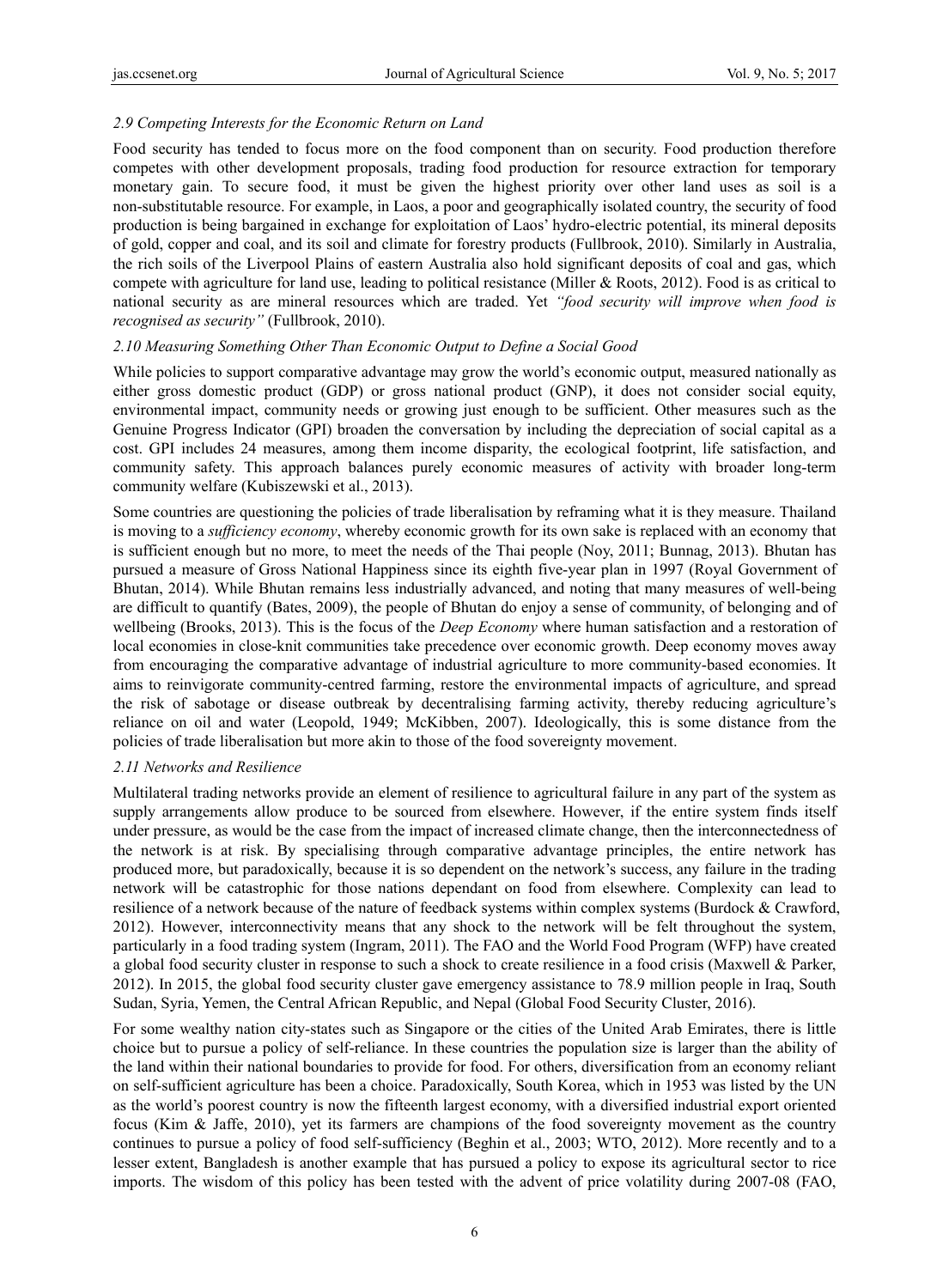### *2.9 Competing Interests for the Economic Return on Land*

Food security has tended to focus more on the food component than on security. Food production therefore competes with other development proposals, trading food production for resource extraction for temporary monetary gain. To secure food, it must be given the highest priority over other land uses as soil is a non-substitutable resource. For example, in Laos, a poor and geographically isolated country, the security of food production is being bargained in exchange for exploitation of Laos' hydro-electric potential, its mineral deposits of gold, copper and coal, and its soil and climate for forestry products (Fullbrook, 2010). Similarly in Australia, the rich soils of the Liverpool Plains of eastern Australia also hold significant deposits of coal and gas, which compete with agriculture for land use, leading to political resistance (Miller & Roots, 2012). Food is as critical to national security as are mineral resources which are traded. Yet *"food security will improve when food is recognised as security"* (Fullbrook, 2010).

### *2.10 Measuring Something Other Than Economic Output to Define a Social Good*

While policies to support comparative advantage may grow the world's economic output, measured nationally as either gross domestic product (GDP) or gross national product (GNP), it does not consider social equity, environmental impact, community needs or growing just enough to be sufficient. Other measures such as the Genuine Progress Indicator (GPI) broaden the conversation by including the depreciation of social capital as a cost. GPI includes 24 measures, among them income disparity, the ecological footprint, life satisfaction, and community safety. This approach balances purely economic measures of activity with broader long-term community welfare (Kubiszewski et al., 2013).

Some countries are questioning the policies of trade liberalisation by reframing what it is they measure. Thailand is moving to a *sufficiency economy*, whereby economic growth for its own sake is replaced with an economy that is sufficient enough but no more, to meet the needs of the Thai people (Noy, 2011; Bunnag, 2013). Bhutan has pursued a measure of Gross National Happiness since its eighth five-year plan in 1997 (Royal Government of Bhutan, 2014). While Bhutan remains less industrially advanced, and noting that many measures of well-being are difficult to quantify (Bates, 2009), the people of Bhutan do enjoy a sense of community, of belonging and of wellbeing (Brooks, 2013). This is the focus of the *Deep Economy* where human satisfaction and a restoration of local economies in close-knit communities take precedence over economic growth. Deep economy moves away from encouraging the comparative advantage of industrial agriculture to more community-based economies. It aims to reinvigorate community-centred farming, restore the environmental impacts of agriculture, and spread the risk of sabotage or disease outbreak by decentralising farming activity, thereby reducing agriculture's reliance on oil and water (Leopold, 1949; McKibben, 2007). Ideologically, this is some distance from the policies of trade liberalisation but more akin to those of the food sovereignty movement.

### *2.11 Networks and Resilience*

Multilateral trading networks provide an element of resilience to agricultural failure in any part of the system as supply arrangements allow produce to be sourced from elsewhere. However, if the entire system finds itself under pressure, as would be the case from the impact of increased climate change, then the interconnectedness of the network is at risk. By specialising through comparative advantage principles, the entire network has produced more, but paradoxically, because it is so dependent on the network's success, any failure in the trading network will be catastrophic for those nations dependant on food from elsewhere. Complexity can lead to resilience of a network because of the nature of feedback systems within complex systems (Burdock & Crawford, 2012). However, interconnectivity means that any shock to the network will be felt throughout the system, particularly in a food trading system (Ingram, 2011). The FAO and the World Food Program (WFP) have created a global food security cluster in response to such a shock to create resilience in a food crisis (Maxwell & Parker, 2012). In 2015, the global food security cluster gave emergency assistance to 78.9 million people in Iraq, South Sudan, Syria, Yemen, the Central African Republic, and Nepal (Global Food Security Cluster, 2016).

For some wealthy nation city-states such as Singapore or the cities of the United Arab Emirates, there is little choice but to pursue a policy of self-reliance. In these countries the population size is larger than the ability of the land within their national boundaries to provide for food. For others, diversification from an economy reliant on self-sufficient agriculture has been a choice. Paradoxically, South Korea, which in 1953 was listed by the UN as the world's poorest country is now the fifteenth largest economy, with a diversified industrial export oriented focus (Kim & Jaffe, 2010), yet its farmers are champions of the food sovereignty movement as the country continues to pursue a policy of food self-sufficiency (Beghin et al., 2003; WTO, 2012). More recently and to a lesser extent, Bangladesh is another example that has pursued a policy to expose its agricultural sector to rice imports. The wisdom of this policy has been tested with the advent of price volatility during 2007-08 (FAO,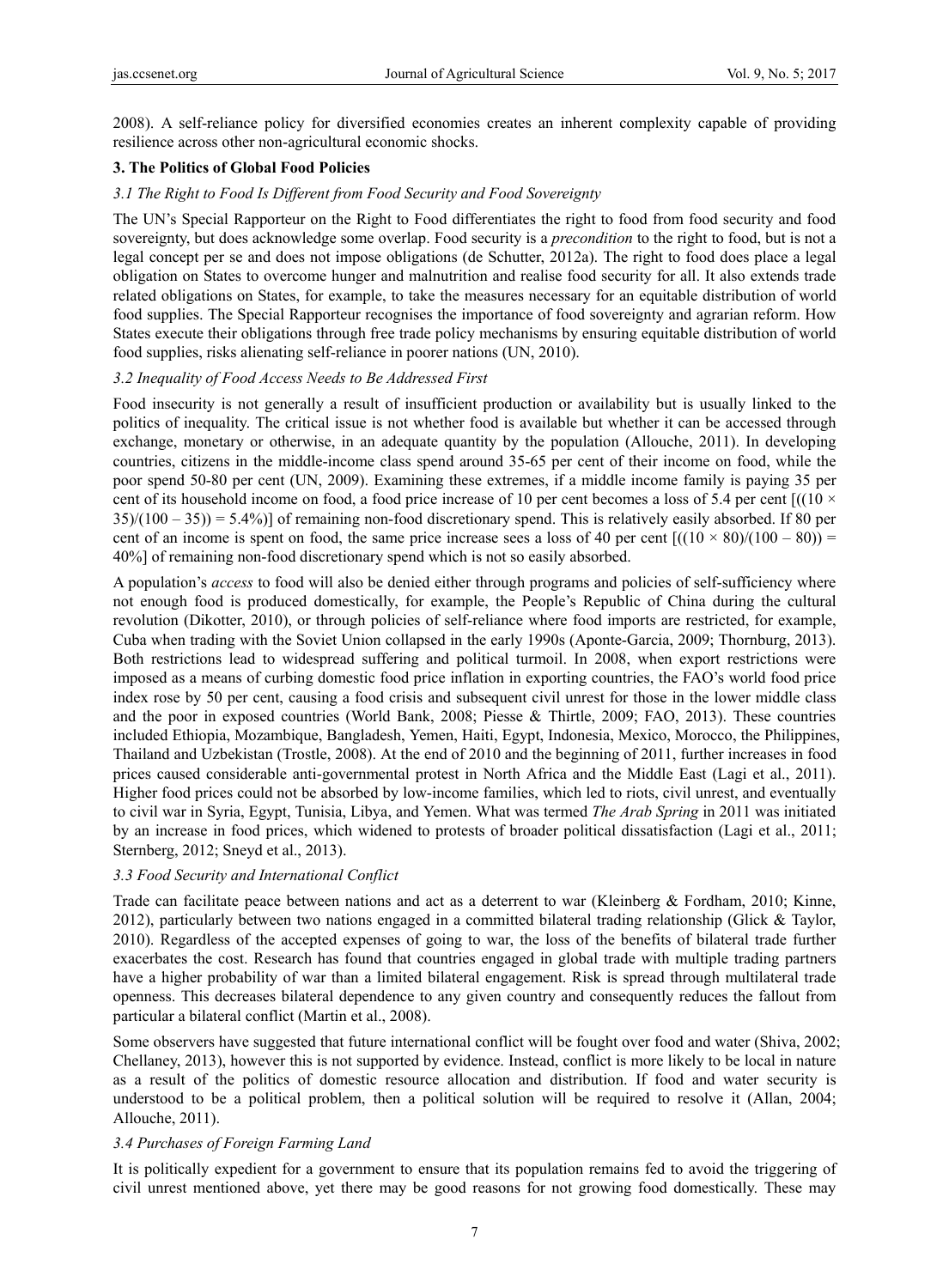2008). A self-reliance policy for diversified economies creates an inherent complexity capable of providing resilience across other non-agricultural economic shocks.

## 3. The Politics of Global Food Policies

### *3.1 The Right to Food Is Different from Food Security and Food Sovereignty*

The UN's Special Rapporteur on the Right to Food differentiates the right to food from food security and food sovereignty, but does acknowledge some overlap. Food security is a *precondition* to the right to food, but is not a legal concept per se and does not impose obligations (de Schutter, 2012a). The right to food does place a legal obligation on States to overcome hunger and malnutrition and realise food security for all. It also extends trade related obligations on States, for example, to take the measures necessary for an equitable distribution of world food supplies. The Special Rapporteur recognises the importance of food sovereignty and agrarian reform. How States execute their obligations through free trade policy mechanisms by ensuring equitable distribution of world food supplies, risks alienating self-reliance in poorer nations (UN, 2010).

### *3.2 Inequality of Food Access Needs to Be Addressed First*

Food insecurity is not generally a result of insufficient production or availability but is usually linked to the politics of inequality. The critical issue is not whether food is available but whether it can be accessed through exchange, monetary or otherwise, in an adequate quantity by the population (Allouche, 2011). In developing countries, citizens in the middle-income class spend around 35-65 per cent of their income on food, while the poor spend 50-80 per cent (UN, 2009). Examining these extremes, if a middle income family is paying 35 per cent of its household income on food, a food price increase of 10 per cent becomes a loss of 5.4 per cent [$((10 \times 35)/(100 - 35)) = 5.4\%$)] of remaining non-food discretionary spend. This is relatively easily absorbed. If 80 per cent of an income is spent on food, the same price increase sees a loss of 40 per cent [$((10 \times 80)/(100 - 80)) = 40\%$] of remaining non-food discretionary spend which is not so easily absorbed.

A population's *access* to food will also be denied either through programs and policies of self-sufficiency where not enough food is produced domestically, for example, the People's Republic of China during the cultural revolution (Dikotter, 2010), or through policies of self-reliance where food imports are restricted, for example, Cuba when trading with the Soviet Union collapsed in the early 1990s (Aponte-Garcia, 2009; Thornburg, 2013). Both restrictions lead to widespread suffering and political turmoil. In 2008, when export restrictions were imposed as a means of curbing domestic food price inflation in exporting countries, the FAO's world food price index rose by 50 per cent, causing a food crisis and subsequent civil unrest for those in the lower middle class and the poor in exposed countries (World Bank, 2008; Piesse & Thirtle, 2009; FAO, 2013). These countries included Ethiopia, Mozambique, Bangladesh, Yemen, Haiti, Egypt, Indonesia, Mexico, Morocco, the Philippines, Thailand and Uzbekistan (Trostle, 2008). At the end of 2010 and the beginning of 2011, further increases in food prices caused considerable anti-governmental protest in North Africa and the Middle East (Lagi et al., 2011). Higher food prices could not be absorbed by low-income families, which led to riots, civil unrest, and eventually to civil war in Syria, Egypt, Tunisia, Libya, and Yemen. What was termed *The Arab Spring* in 2011 was initiated by an increase in food prices, which widened to protests of broader political dissatisfaction (Lagi et al., 2011; Sternberg, 2012; Sneyd et al., 2013).

### *3.3 Food Security and International Conflict*

Trade can facilitate peace between nations and act as a deterrent to war (Kleinberg & Fordham, 2010; Kinne, 2012), particularly between two nations engaged in a committed bilateral trading relationship (Glick & Taylor, 2010). Regardless of the accepted expenses of going to war, the loss of the benefits of bilateral trade further exacerbates the cost. Research has found that countries engaged in global trade with multiple trading partners have a higher probability of war than a limited bilateral engagement. Risk is spread through multilateral trade openness. This decreases bilateral dependence to any given country and consequently reduces the fallout from particular a bilateral conflict (Martin et al., 2008).

Some observers have suggested that future international conflict will be fought over food and water (Shiva, 2002; Chellaney, 2013), however this is not supported by evidence. Instead, conflict is more likely to be local in nature as a result of the politics of domestic resource allocation and distribution. If food and water security is understood to be a political problem, then a political solution will be required to resolve it (Allan, 2004; Allouche, 2011).

### *3.4 Purchases of Foreign Farming Land*

It is politically expedient for a government to ensure that its population remains fed to avoid the triggering of civil unrest mentioned above, yet there may be good reasons for not growing food domestically. These may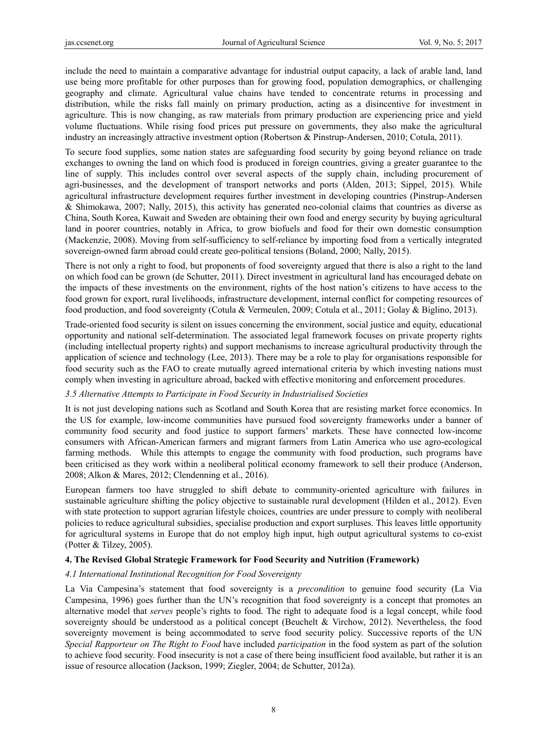include the need to maintain a comparative advantage for industrial output capacity, a lack of arable land, land use being more profitable for other purposes than for growing food, population demographics, or challenging geography and climate. Agricultural value chains have tended to concentrate returns in processing and distribution, while the risks fall mainly on primary production, acting as a disincentive for investment in agriculture. This is now changing, as raw materials from primary production are experiencing price and yield volume fluctuations. While rising food prices put pressure on governments, they also make the agricultural industry an increasingly attractive investment option (Robertson & Pinstrup-Andersen, 2010; Cotula, 2011).

To secure food supplies, some nation states are safeguarding food security by going beyond reliance on trade exchanges to owning the land on which food is produced in foreign countries, giving a greater guarantee to the line of supply. This includes control over several aspects of the supply chain, including procurement of agri-businesses, and the development of transport networks and ports (Alden, 2013; Sippel, 2015). While agricultural infrastructure development requires further investment in developing countries (Pinstrup-Andersen & Shimokawa, 2007; Nally, 2015), this activity has generated neo-colonial claims that countries as diverse as China, South Korea, Kuwait and Sweden are obtaining their own food and energy security by buying agricultural land in poorer countries, notably in Africa, to grow biofuels and food for their own domestic consumption (Mackenzie, 2008). Moving from self-sufficiency to self-reliance by importing food from a vertically integrated sovereign-owned farm abroad could create geo-political tensions (Boland, 2000; Nally, 2015).

There is not only a right to food, but proponents of food sovereignty argued that there is also a right to the land on which food can be grown (de Schutter, 2011). Direct investment in agricultural land has encouraged debate on the impacts of these investments on the environment, rights of the host nation's citizens to have access to the food grown for export, rural livelihoods, infrastructure development, internal conflict for competing resources of food production, and food sovereignty (Cotula & Vermeulen, 2009; Cotula et al., 2011; Golay & Biglino, 2013).

Trade-oriented food security is silent on issues concerning the environment, social justice and equity, educational opportunity and national self-determination. The associated legal framework focuses on private property rights (including intellectual property rights) and support mechanisms to increase agricultural productivity through the application of science and technology (Lee, 2013). There may be a role to play for organisations responsible for food security such as the FAO to create mutually agreed international criteria by which investing nations must comply when investing in agriculture abroad, backed with effective monitoring and enforcement procedures.

### *3.5 Alternative Attempts to Participate in Food Security in Industrialised Societies*

It is not just developing nations such as Scotland and South Korea that are resisting market force economics. In the US for example, low-income communities have pursued food sovereignty frameworks under a banner of community food security and food justice to support farmers' markets. These have connected low-income consumers with African-American farmers and migrant farmers from Latin America who use agro-ecological farming methods. While this attempts to engage the community with food production, such programs have been criticised as they work within a neoliberal political economy framework to sell their produce (Anderson, 2008; Alkon & Mares, 2012; Clendenning et al., 2016).

European farmers too have struggled to shift debate to community-oriented agriculture with failures in sustainable agriculture shifting the policy objective to sustainable rural development (Hilden et al., 2012). Even with state protection to support agrarian lifestyle choices, countries are under pressure to comply with neoliberal policies to reduce agricultural subsidies, specialise production and export surpluses. This leaves little opportunity for agricultural systems in Europe that do not employ high input, high output agricultural systems to co-exist (Potter & Tilzey, 2005).

## **4. The Revised Global Strategic Framework for Food Security and Nutrition (Framework)**

### *4.1 International Institutional Recognition for Food Sovereignty*

La Via Campesina's statement that food sovereignty is a *precondition* to genuine food security (La Via Campesina, 1996) goes further than the UN's recognition that food sovereignty is a concept that promotes an alternative model that *serves* people's rights to food. The right to adequate food is a legal concept, while food sovereignty should be understood as a political concept (Beuchelt & Virchow, 2012). Nevertheless, the food sovereignty movement is being accommodated to serve food security policy. Successive reports of the UN *Special Rapporteur on The Right to Food* have included *participation* in the food system as part of the solution to achieve food security. Food insecurity is not a case of there being insufficient food available, but rather it is an issue of resource allocation (Jackson, 1999; Ziegler, 2004; de Schutter, 2012a).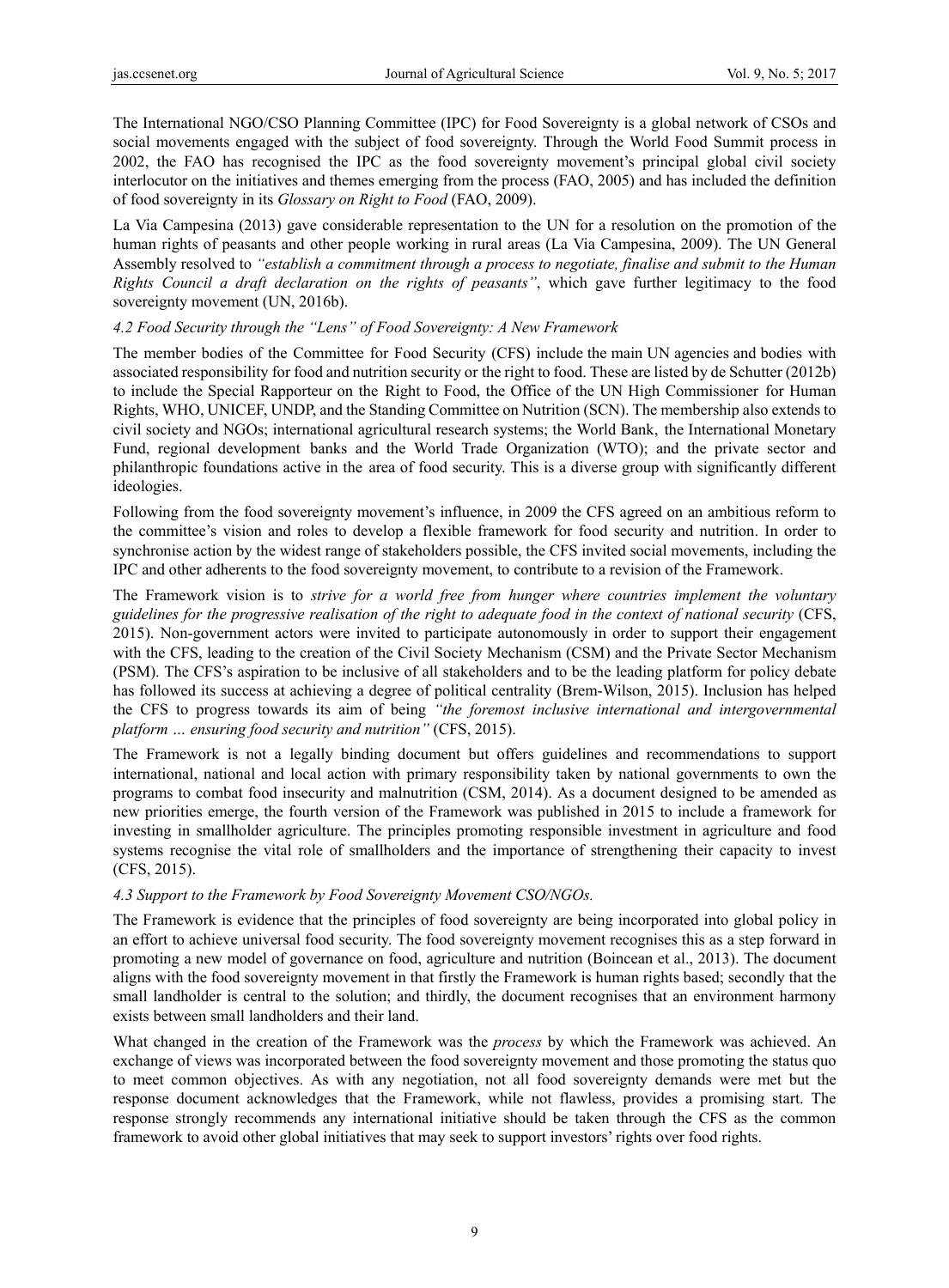The International NGO/CSO Planning Committee (IPC) for Food Sovereignty is a global network of CSOs and social movements engaged with the subject of food sovereignty. Through the World Food Summit process in 2002, the FAO has recognised the IPC as the food sovereignty movement's principal global civil society interlocutor on the initiatives and themes emerging from the process (FAO, 2005) and has included the definition of food sovereignty in its *Glossary on Right to Food* (FAO, 2009).

La Via Campesina (2013) gave considerable representation to the UN for a resolution on the promotion of the human rights of peasants and other people working in rural areas (La Via Campesina, 2009). The UN General Assembly resolved to *"establish a commitment through a process to negotiate, finalise and submit to the Human Rights Council a draft declaration on the rights of peasants"*, which gave further legitimacy to the food sovereignty movement (UN, 2016b).

### 4.2 Food Security through the "Lens" of Food Sovereignty: A New Framework

The member bodies of the Committee for Food Security (CFS) include the main UN agencies and bodies with associated responsibility for food and nutrition security or the right to food. These are listed by de Schutter (2012b) to include the Special Rapporteur on the Right to Food, the Office of the UN High Commissioner for Human Rights, WHO, UNICEF, UNDP, and the Standing Committee on Nutrition (SCN). The membership also extends to civil society and NGOs; international agricultural research systems; the World Bank, the International Monetary Fund, regional development banks and the World Trade Organization (WTO); and the private sector and philanthropic foundations active in the area of food security. This is a diverse group with significantly different ideologies.

Following from the food sovereignty movement's influence, in 2009 the CFS agreed on an ambitious reform to the committee's vision and roles to develop a flexible framework for food security and nutrition. In order to synchronise action by the widest range of stakeholders possible, the CFS invited social movements, including the IPC and other adherents to the food sovereignty movement, to contribute to a revision of the Framework.

The Framework vision is to *strive for a world free from hunger where countries implement the voluntary guidelines for the progressive realisation of the right to adequate food in the context of national security* (CFS, 2015). Non-government actors were invited to participate autonomously in order to support their engagement with the CFS, leading to the creation of the Civil Society Mechanism (CSM) and the Private Sector Mechanism (PSM). The CFS's aspiration to be inclusive of all stakeholders and to be the leading platform for policy debate has followed its success at achieving a degree of political centrality (Brem-Wilson, 2015). Inclusion has helped the CFS to progress towards its aim of being *"the foremost inclusive international and intergovernmental platform … ensuring food security and nutrition"* (CFS, 2015).

The Framework is not a legally binding document but offers guidelines and recommendations to support international, national and local action with primary responsibility taken by national governments to own the programs to combat food insecurity and malnutrition (CSM, 2014). As a document designed to be amended as new priorities emerge, the fourth version of the Framework was published in 2015 to include a framework for investing in smallholder agriculture. The principles promoting responsible investment in agriculture and food systems recognise the vital role of smallholders and the importance of strengthening their capacity to invest (CFS, 2015).

### 4.3 Support to the Framework by Food Sovereignty Movement CSO/NGOs.

The Framework is evidence that the principles of food sovereignty are being incorporated into global policy in an effort to achieve universal food security. The food sovereignty movement recognises this as a step forward in promoting a new model of governance on food, agriculture and nutrition (Boincean et al., 2013). The document aligns with the food sovereignty movement in that firstly the Framework is human rights based; secondly that the small landholder is central to the solution; and thirdly, the document recognises that an environment harmony exists between small landholders and their land.

What changed in the creation of the Framework was the *process* by which the Framework was achieved. An exchange of views was incorporated between the food sovereignty movement and those promoting the status quo to meet common objectives. As with any negotiation, not all food sovereignty demands were met but the response document acknowledges that the Framework, while not flawless, provides a promising start. The response strongly recommends any international initiative should be taken through the CFS as the common framework to avoid other global initiatives that may seek to support investors' rights over food rights.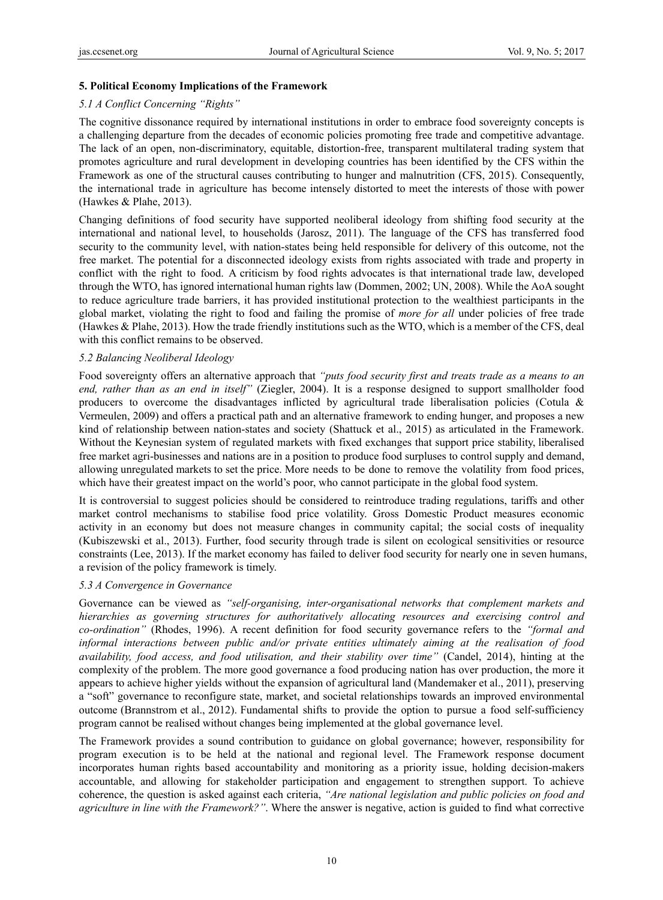## 5. Political Economy Implications of the Framework

### *5.1 A Conflict Concerning "Rights"*

The cognitive dissonance required by international institutions in order to embrace food sovereignty concepts is a challenging departure from the decades of economic policies promoting free trade and competitive advantage. The lack of an open, non-discriminatory, equitable, distortion-free, transparent multilateral trading system that promotes agriculture and rural development in developing countries has been identified by the CFS within the Framework as one of the structural causes contributing to hunger and malnutrition (CFS, 2015). Consequently, the international trade in agriculture has become intensely distorted to meet the interests of those with power (Hawkes & Plahe, 2013).

Changing definitions of food security have supported neoliberal ideology from shifting food security at the international and national level, to households (Jarosz, 2011). The language of the CFS has transferred food security to the community level, with nation-states being held responsible for delivery of this outcome, not the free market. The potential for a disconnected ideology exists from rights associated with trade and property in conflict with the right to food. A criticism by food rights advocates is that international trade law, developed through the WTO, has ignored international human rights law (Dommen, 2002; UN, 2008). While the AoA sought to reduce agriculture trade barriers, it has provided institutional protection to the wealthiest participants in the global market, violating the right to food and failing the promise of *more for all* under policies of free trade (Hawkes & Plahe, 2013). How the trade friendly institutions such as the WTO, which is a member of the CFS, deal with this conflict remains to be observed.

### *5.2 Balancing Neoliberal Ideology*

Food sovereignty offers an alternative approach that *"puts food security first and treats trade as a means to an end, rather than as an end in itself"* (Ziegler, 2004). It is a response designed to support smallholder food producers to overcome the disadvantages inflicted by agricultural trade liberalisation policies (Cotula & Vermeulen, 2009) and offers a practical path and an alternative framework to ending hunger, and proposes a new kind of relationship between nation-states and society (Shattuck et al., 2015) as articulated in the Framework. Without the Keynesian system of regulated markets with fixed exchanges that support price stability, liberalised free market agri-businesses and nations are in a position to produce food surpluses to control supply and demand, allowing unregulated markets to set the price. More needs to be done to remove the volatility from food prices, which have their greatest impact on the world's poor, who cannot participate in the global food system.

It is controversial to suggest policies should be considered to reintroduce trading regulations, tariffs and other market control mechanisms to stabilise food price volatility. Gross Domestic Product measures economic activity in an economy but does not measure changes in community capital; the social costs of inequality (Kubiszewski et al., 2013). Further, food security through trade is silent on ecological sensitivities or resource constraints (Lee, 2013). If the market economy has failed to deliver food security for nearly one in seven humans, a revision of the policy framework is timely.

### *5.3 A Convergence in Governance*

Governance can be viewed as *"self-organising, inter-organisational networks that complement markets and hierarchies as governing structures for authoritatively allocating resources and exercising control and co-ordination"* (Rhodes, 1996). A recent definition for food security governance refers to the *"formal and informal interactions between public and/or private entities ultimately aiming at the realisation of food availability, food access, and food utilisation, and their stability over time"* (Candel, 2014), hinting at the complexity of the problem. The more good governance a food producing nation has over production, the more it appears to achieve higher yields without the expansion of agricultural land (Mandemaker et al., 2011), preserving a "soft" governance to reconfigure state, market, and societal relationships towards an improved environmental outcome (Brannstrom et al., 2012). Fundamental shifts to provide the option to pursue a food self-sufficiency program cannot be realised without changes being implemented at the global governance level.

The Framework provides a sound contribution to guidance on global governance; however, responsibility for program execution is to be held at the national and regional level. The Framework response document incorporates human rights based accountability and monitoring as a priority issue, holding decision-makers accountable, and allowing for stakeholder participation and engagement to strengthen support. To achieve coherence, the question is asked against each criteria, *"Are national legislation and public policies on food and agriculture in line with the Framework?"*. Where the answer is negative, action is guided to find what corrective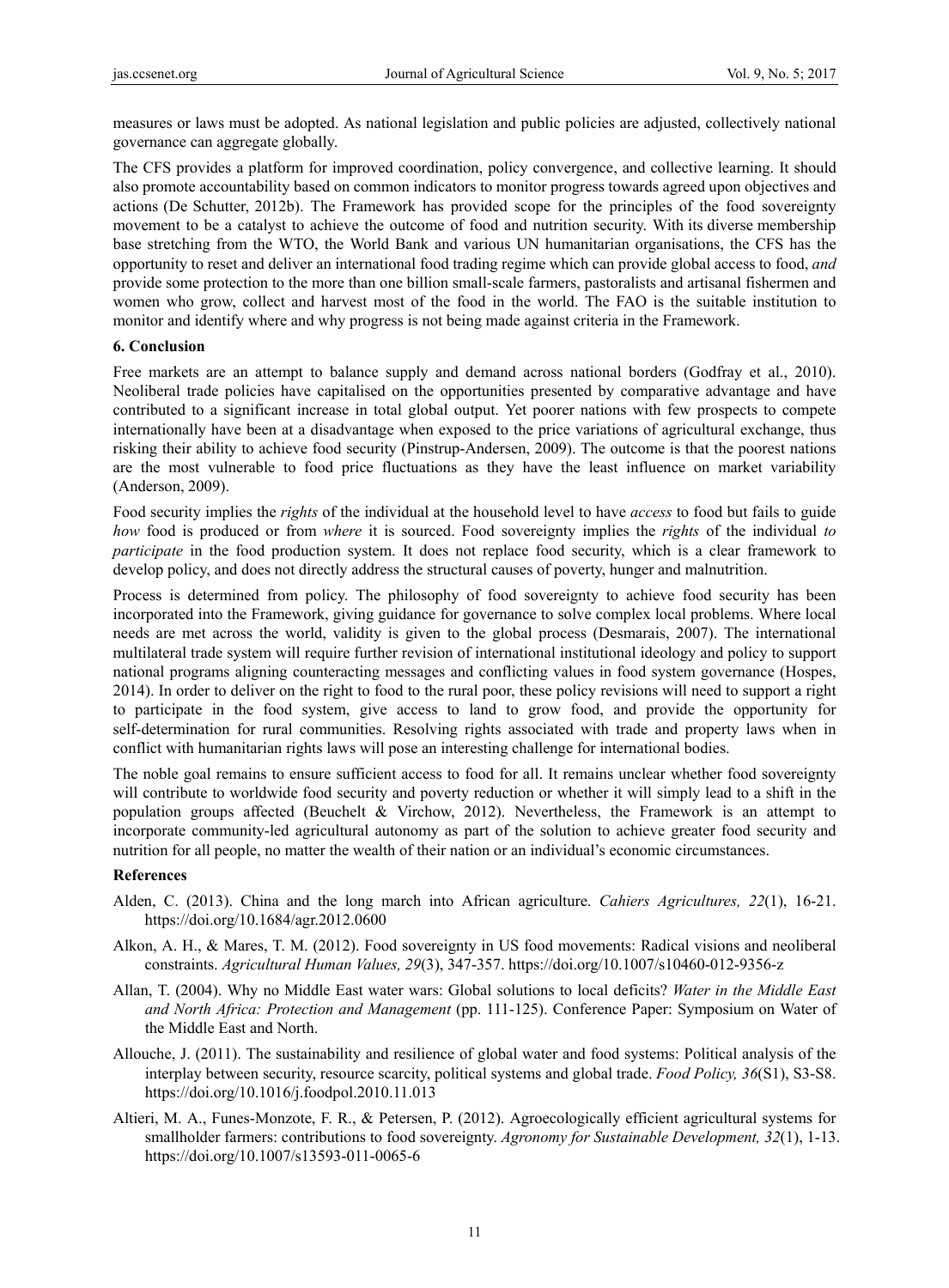measures or laws must be adopted. As national legislation and public policies are adjusted, collectively national governance can aggregate globally.

The CFS provides a platform for improved coordination, policy convergence, and collective learning. It should also promote accountability based on common indicators to monitor progress towards agreed upon objectives and actions (De Schutter, 2012b). The Framework has provided scope for the principles of the food sovereignty movement to be a catalyst to achieve the outcome of food and nutrition security. With its diverse membership base stretching from the WTO, the World Bank and various UN humanitarian organisations, the CFS has the opportunity to reset and deliver an international food trading regime which can provide global access to food, *and* provide some protection to the more than one billion small-scale farmers, pastoralists and artisanal fishermen and women who grow, collect and harvest most of the food in the world. The FAO is the suitable institution to monitor and identify where and why progress is not being made against criteria in the Framework.

## 6. Conclusion

Free markets are an attempt to balance supply and demand across national borders (Godfray et al., 2010). Neoliberal trade policies have capitalised on the opportunities presented by comparative advantage and have contributed to a significant increase in total global output. Yet poorer nations with few prospects to compete internationally have been at a disadvantage when exposed to the price variations of agricultural exchange, thus risking their ability to achieve food security (Pinstrup-Andersen, 2009). The outcome is that the poorest nations are the most vulnerable to food price fluctuations as they have the least influence on market variability (Anderson, 2009).

Food security implies the *rights* of the individual at the household level to have *access* to food but fails to guide *how* food is produced or from *where* it is sourced. Food sovereignty implies the *rights* of the individual *to participate* in the food production system. It does not replace food security, which is a clear framework to develop policy, and does not directly address the structural causes of poverty, hunger and malnutrition.

Process is determined from policy. The philosophy of food sovereignty to achieve food security has been incorporated into the Framework, giving guidance for governance to solve complex local problems. Where local needs are met across the world, validity is given to the global process (Desmarais, 2007). The international multilateral trade system will require further revision of international institutional ideology and policy to support national programs aligning counteracting messages and conflicting values in food system governance (Hospes, 2014). In order to deliver on the right to food to the rural poor, these policy revisions will need to support a right to participate in the food system, give access to land to grow food, and provide the opportunity for self-determination for rural communities. Resolving rights associated with trade and property laws when in conflict with humanitarian rights laws will pose an interesting challenge for international bodies.

The noble goal remains to ensure sufficient access to food for all. It remains unclear whether food sovereignty will contribute to worldwide food security and poverty reduction or whether it will simply lead to a shift in the population groups affected (Beuchelt & Virchow, 2012). Nevertheless, the Framework is an attempt to incorporate community-led agricultural autonomy as part of the solution to achieve greater food security and nutrition for all people, no matter the wealth of their nation or an individual's economic circumstances.

## References

Alden, C. (2013). China and the long march into African agriculture. *Cahiers Agricultures, 22*(1), 16-21. https://doi.org/10.1684/agr.2012.0600

Alkon, A. H., & Mares, T. M. (2012). Food sovereignty in US food movements: Radical visions and neoliberal constraints. *Agricultural Human Values, 29*(3), 347-357. https://doi.org/10.1007/s10460-012-9356-z

Allan, T. (2004). Why no Middle East water wars: Global solutions to local deficits? *Water in the Middle East and North Africa: Protection and Management* (pp. 111-125). Conference Paper: Symposium on Water of the Middle East and North.

Allouche, J. (2011). The sustainability and resilience of global water and food systems: Political analysis of the interplay between security, resource scarcity, political systems and global trade. *Food Policy, 36*(S1), S3-S8. https://doi.org/10.1016/j.foodpol.2010.11.013

Altieri, M. A., Funes-Monzote, F. R., & Petersen, P. (2012). Agroecologically efficient agricultural systems for smallholder farmers: contributions to food sovereignty. *Agronomy for Sustainable Development, 32*(1), 1-13. https://doi.org/10.1007/s13593-011-0065-6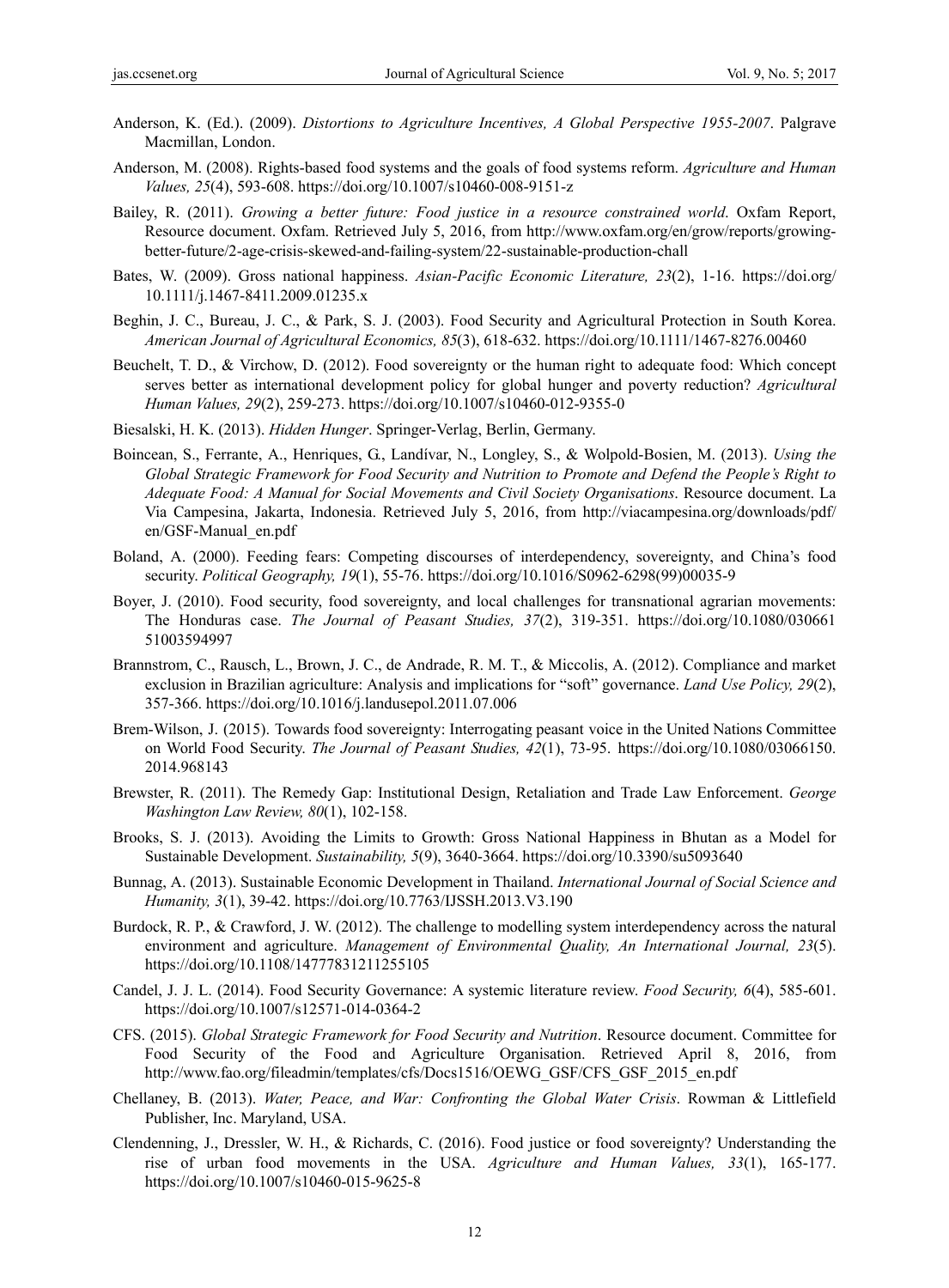Anderson, K. (Ed.). (2009). *Distortions to Agriculture Incentives, A Global Perspective 1955-2007*. Palgrave Macmillan, London.

Anderson, M. (2008). Rights-based food systems and the goals of food systems reform. *Agriculture and Human Values, 25*(4), 593-608. https://doi.org/10.1007/s10460-008-9151-z

Bailey, R. (2011). *Growing a better future: Food justice in a resource constrained world*. Oxfam Report, Resource document. Oxfam. Retrieved July 5, 2016, from http://www.oxfam.org/en/grow/reports/growing-better-future/2-age-crisis-skewed-and-failing-system/22-sustainable-production-chall

Bates, W. (2009). Gross national happiness. *Asian-Pacific Economic Literature, 23*(2), 1-16. https://doi.org/10.1111/j.1467-8411.2009.01235.x

Beghin, J. C., Bureau, J. C., & Park, S. J. (2003). Food Security and Agricultural Protection in South Korea. *American Journal of Agricultural Economics, 85*(3), 618-632. https://doi.org/10.1111/1467-8276.00460

Beuchelt, T. D., & Virchow, D. (2012). Food sovereignty or the human right to adequate food: Which concept serves better as international development policy for global hunger and poverty reduction? *Agricultural Human Values, 29*(2), 259-273. https://doi.org/10.1007/s10460-012-9355-0

Biesalski, H. K. (2013). *Hidden Hunger*. Springer-Verlag, Berlin, Germany.

Boincean, S., Ferrante, A., Henriques, G., Landívar, N., Longley, S., & Wolpold-Bosien, M. (2013). *Using the Global Strategic Framework for Food Security and Nutrition to Promote and Defend the People's Right to Adequate Food: A Manual for Social Movements and Civil Society Organisations*. Resource document. La Via Campesina, Jakarta, Indonesia. Retrieved July 5, 2016, from http://viacampesina.org/downloads/pdf/en/GSF-Manual_en.pdf

Boland, A. (2000). Feeding fears: Competing discourses of interdependency, sovereignty, and China's food security. *Political Geography, 19*(1), 55-76. https://doi.org/10.1016/S0962-6298(99)00035-9

Boyer, J. (2010). Food security, food sovereignty, and local challenges for transnational agrarian movements: The Honduras case. *The Journal of Peasant Studies, 37*(2), 319-351. https://doi.org/10.1080/03066151003594997

Brannstrom, C., Rausch, L., Brown, J. C., de Andrade, R. M. T., & Miccolis, A. (2012). Compliance and market exclusion in Brazilian agriculture: Analysis and implications for "soft" governance. *Land Use Policy, 29*(2), 357-366. https://doi.org/10.1016/j.landusepol.2011.07.006

Brem-Wilson, J. (2015). Towards food sovereignty: Interrogating peasant voice in the United Nations Committee on World Food Security. *The Journal of Peasant Studies, 42*(1), 73-95. https://doi.org/10.1080/03066150.2014.968143

Brewster, R. (2011). The Remedy Gap: Institutional Design, Retaliation and Trade Law Enforcement. *George Washington Law Review, 80*(1), 102-158.

Brooks, S. J. (2013). Avoiding the Limits to Growth: Gross National Happiness in Bhutan as a Model for Sustainable Development. *Sustainability, 5*(9), 3640-3664. https://doi.org/10.3390/su5093640

Bunnag, A. (2013). Sustainable Economic Development in Thailand. *International Journal of Social Science and Humanity, 3*(1), 39-42. https://doi.org/10.7763/IJSSH.2013.V3.190

Burdock, R. P., & Crawford, J. W. (2012). The challenge to modelling system interdependency across the natural environment and agriculture. *Management of Environmental Quality, An International Journal, 23*(5). https://doi.org/10.1108/14777831211255105

Candel, J. J. L. (2014). Food Security Governance: A systemic literature review. *Food Security, 6*(4), 585-601. https://doi.org/10.1007/s12571-014-0364-2

CFS. (2015). *Global Strategic Framework for Food Security and Nutrition*. Resource document. Committee for Food Security of the Food and Agriculture Organisation. Retrieved April 8, 2016, from http://www.fao.org/fileadmin/templates/cfs/Docs1516/OEWG_GSF/CFS_GSF_2015_en.pdf

Chellaney, B. (2013). *Water, Peace, and War: Confronting the Global Water Crisis*. Rowman & Littlefield Publisher, Inc. Maryland, USA.

Clendenning, J., Dressler, W. H., & Richards, C. (2016). Food justice or food sovereignty? Understanding the rise of urban food movements in the USA. *Agriculture and Human Values, 33*(1), 165-177. https://doi.org/10.1007/s10460-015-9625-8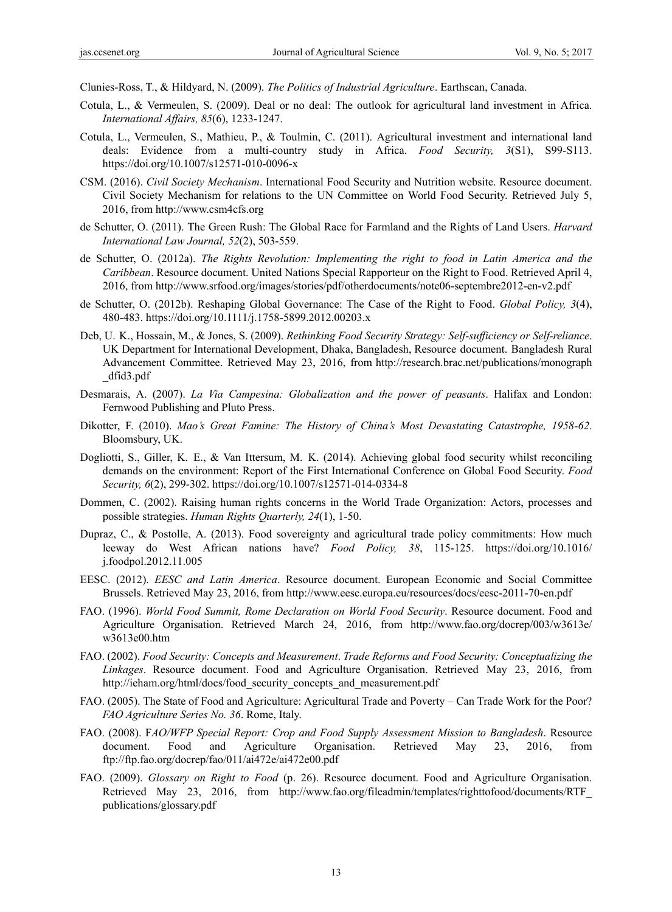Clunies-Ross, T., & Hildyard, N. (2009). *The Politics of Industrial Agriculture*. Earthscan, Canada.

Cotula, L., & Vermeulen, S. (2009). Deal or no deal: The outlook for agricultural land investment in Africa. *International Affairs, 85*(6), 1233-1247.

Cotula, L., Vermeulen, S., Mathieu, P., & Toulmin, C. (2011). Agricultural investment and international land deals: Evidence from a multi-country study in Africa. *Food Security, 3*(S1), S99-S113. https://doi.org/10.1007/s12571-010-0096-x

CSM. (2016). *Civil Society Mechanism*. International Food Security and Nutrition website. Resource document. Civil Society Mechanism for relations to the UN Committee on World Food Security. Retrieved July 5, 2016, from http://www.csm4cfs.org

de Schutter, O. (2011). The Green Rush: The Global Race for Farmland and the Rights of Land Users. *Harvard International Law Journal, 52*(2), 503-559.

de Schutter, O. (2012a). *The Rights Revolution: Implementing the right to food in Latin America and the Caribbean*. Resource document. United Nations Special Rapporteur on the Right to Food. Retrieved April 4, 2016, from http://www.srfood.org/images/stories/pdf/otherdocuments/note06-septembre2012-en-v2.pdf

de Schutter, O. (2012b). Reshaping Global Governance: The Case of the Right to Food. *Global Policy, 3*(4), 480-483. https://doi.org/10.1111/j.1758-5899.2012.00203.x

Deb, U. K., Hossain, M., & Jones, S. (2009). *Rethinking Food Security Strategy: Self-sufficiency or Self-reliance*. UK Department for International Development, Dhaka, Bangladesh, Resource document. Bangladesh Rural Advancement Committee. Retrieved May 23, 2016, from http://research.brac.net/publications/monograph_dfid3.pdf

Desmarais, A. (2007). *La Via Campesina: Globalization and the power of peasants*. Halifax and London: Fernwood Publishing and Pluto Press.

Dikotter, F. (2010). *Mao's Great Famine: The History of China's Most Devastating Catastrophe, 1958-62*. Bloomsbury, UK.

Dogliotti, S., Giller, K. E., & Van Ittersum, M. K. (2014). Achieving global food security whilst reconciling demands on the environment: Report of the First International Conference on Global Food Security. *Food Security, 6*(2), 299-302. https://doi.org/10.1007/s12571-014-0334-8

Dommen, C. (2002). Raising human rights concerns in the World Trade Organization: Actors, processes and possible strategies. *Human Rights Quarterly, 24*(1), 1-50.

Dupraz, C., & Postolle, A. (2013). Food sovereignty and agricultural trade policy commitments: How much leeway do West African nations have? *Food Policy, 38*, 115-125. https://doi.org/10.1016/j.foodpol.2012.11.005

EESC. (2012). *EESC and Latin America*. Resource document. European Economic and Social Committee Brussels. Retrieved May 23, 2016, from http://www.eesc.europa.eu/resources/docs/eesc-2011-70-en.pdf

FAO. (1996). *World Food Summit, Rome Declaration on World Food Security*. Resource document. Food and Agriculture Organisation. Retrieved March 24, 2016, from http://www.fao.org/docrep/003/w3613e/w3613e00.htm

FAO. (2002). *Food Security: Concepts and Measurement*. *Trade Reforms and Food Security: Conceptualizing the Linkages*. Resource document. Food and Agriculture Organisation. Retrieved May 23, 2016, from http://ieham.org/html/docs/food_security_concepts_and_measurement.pdf

FAO. (2005). The State of Food and Agriculture: Agricultural Trade and Poverty – Can Trade Work for the Poor? *FAO Agriculture Series No. 36*. Rome, Italy.

FAO. (2008). F*AO/WFP Special Report: Crop and Food Supply Assessment Mission to Bangladesh*. Resource document. Food and Agriculture Organisation. Retrieved May 23, 2016, from ftp://ftp.fao.org/docrep/fao/011/ai472e/ai472e00.pdf

FAO. (2009). *Glossary on Right to Food* (p. 26). Resource document. Food and Agriculture Organisation. Retrieved May 23, 2016, from http://www.fao.org/fileadmin/templates/righttofood/documents/RTF_publications/glossary.pdf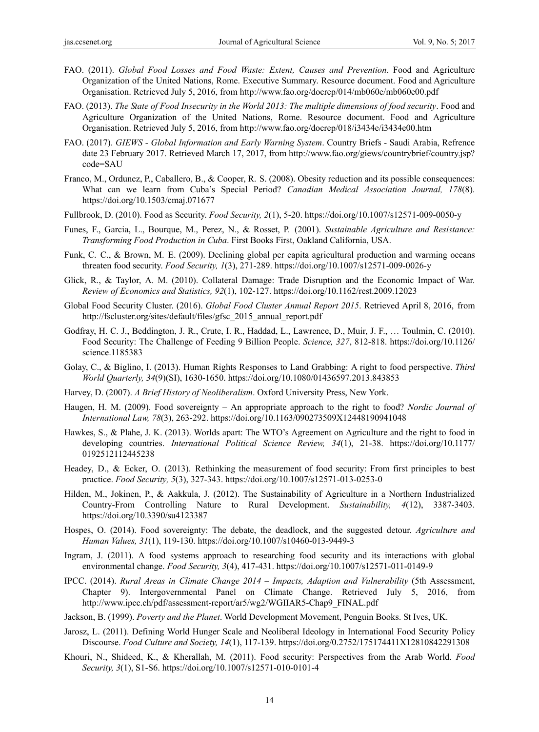FAO. (2011). *Global Food Losses and Food Waste: Extent, Causes and Prevention*. Food and Agriculture Organization of the United Nations, Rome. Executive Summary. Resource document. Food and Agriculture Organisation. Retrieved July 5, 2016, from http://www.fao.org/docrep/014/mb060e/mb060e00.pdf

FAO. (2013). *The State of Food Insecurity in the World 2013: The multiple dimensions of food security*. Food and Agriculture Organization of the United Nations, Rome. Resource document. Food and Agriculture Organisation. Retrieved July 5, 2016, from http://www.fao.org/docrep/018/i3434e/i3434e00.htm

FAO. (2017). *GIEWS - Global Information and Early Warning System*. Country Briefs - Saudi Arabia, Refrence date 23 February 2017. Retrieved March 17, 2017, from http://www.fao.org/giews/countrybrief/country.jsp?code=SAU

Franco, M., Ordunez, P., Caballero, B., & Cooper, R. S. (2008). Obesity reduction and its possible consequences: What can we learn from Cuba's Special Period? *Canadian Medical Association Journal, 178*(8). https://doi.org/10.1503/cmaj.071677

Fullbrook, D. (2010). Food as Security. *Food Security, 2*(1), 5-20. https://doi.org/10.1007/s12571-009-0050-y

Funes, F., Garcia, L., Bourque, M., Perez, N., & Rosset, P. (2001). *Sustainable Agriculture and Resistance: Transforming Food Production in Cuba*. First Books First, Oakland California, USA.

Funk, C. C., & Brown, M. E. (2009). Declining global per capita agricultural production and warming oceans threaten food security. *Food Security, 1*(3), 271-289. https://doi.org/10.1007/s12571-009-0026-y

Glick, R., & Taylor, A. M. (2010). Collateral Damage: Trade Disruption and the Economic Impact of War. *Review of Economics and Statistics, 92*(1), 102-127. https://doi.org/10.1162/rest.2009.12023

Global Food Security Cluster. (2016). *Global Food Cluster Annual Report 2015*. Retrieved April 8, 2016, from http://fscluster.org/sites/default/files/gfsc_2015_annual_report.pdf

Godfray, H. C. J., Beddington, J. R., Crute, I. R., Haddad, L., Lawrence, D., Muir, J. F., … Toulmin, C. (2010). Food Security: The Challenge of Feeding 9 Billion People. *Science, 327*, 812-818. https://doi.org/10.1126/science.1185383

Golay, C., & Biglino, I. (2013). Human Rights Responses to Land Grabbing: A right to food perspective. *Third World Quarterly, 34*(9)(SI), 1630-1650. https://doi.org/10.1080/01436597.2013.843853

Harvey, D. (2007). *A Brief History of Neoliberalism*. Oxford University Press, New York.

Haugen, H. M. (2009). Food sovereignty – An appropriate approach to the right to food? *Nordic Journal of International Law, 78*(3), 263-292. https://doi.org/10.1163/090273509X12448190941048

Hawkes, S., & Plahe, J. K. (2013). Worlds apart: The WTO's Agreement on Agriculture and the right to food in developing countries. *International Political Science Review, 34*(1), 21-38. https://doi.org/10.1177/0192512112445238

Headey, D., & Ecker, O. (2013). Rethinking the measurement of food security: From first principles to best practice. *Food Security, 5*(3), 327-343. https://doi.org/10.1007/s12571-013-0253-0

Hilden, M., Jokinen, P., & Aakkula, J. (2012). The Sustainability of Agriculture in a Northern Industrialized Country-From Controlling Nature to Rural Development. *Sustainability, 4*(12), 3387-3403. https://doi.org/10.3390/su4123387

Hospes, O. (2014). Food sovereignty: The debate, the deadlock, and the suggested detour. *Agriculture and Human Values, 31*(1), 119-130. https://doi.org/10.1007/s10460-013-9449-3

Ingram, J. (2011). A food systems approach to researching food security and its interactions with global environmental change. *Food Security, 3*(4), 417-431. https://doi.org/10.1007/s12571-011-0149-9

IPCC. (2014). *Rural Areas in Climate Change 2014 – Impacts, Adaption and Vulnerability* (5th Assessment, Chapter 9). Intergovernmental Panel on Climate Change. Retrieved July 5, 2016, from http://www.ipcc.ch/pdf/assessment-report/ar5/wg2/WGIIAR5-Chap9_FINAL.pdf

Jackson, B. (1999). *Poverty and the Planet*. World Development Movement, Penguin Books. St Ives, UK.

Jarosz, L. (2011). Defining World Hunger Scale and Neoliberal Ideology in International Food Security Policy Discourse. *Food Culture and Society, 14*(1), 117-139. https://doi.org/0.2752/175174411X12810842291308

Khouri, N., Shideed, K., & Kherallah, M. (2011). Food security: Perspectives from the Arab World. *Food Security, 3*(1), S1-S6. https://doi.org/10.1007/s12571-010-0101-4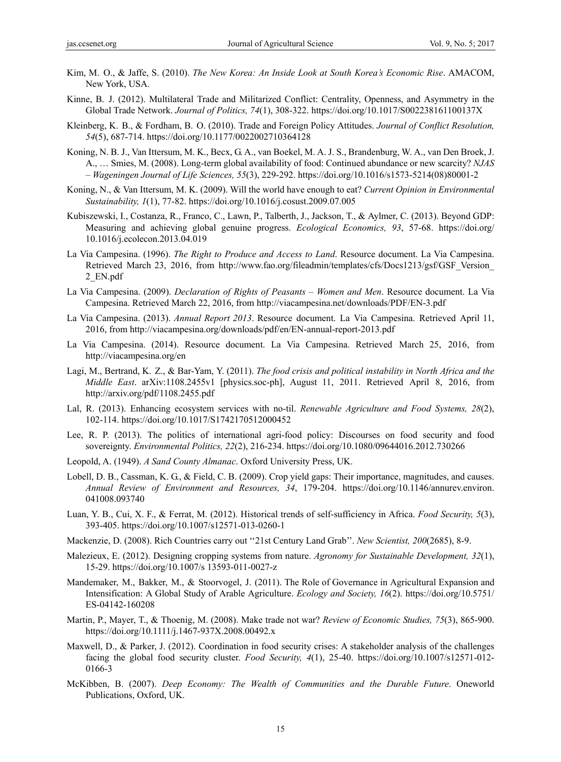Kim, M. O., & Jaffe, S. (2010). *The New Korea: An Inside Look at South Korea's Economic Rise*. AMACOM, New York, USA.

Kinne, B. J. (2012). Multilateral Trade and Militarized Conflict: Centrality, Openness, and Asymmetry in the Global Trade Network. *Journal of Politics, 74*(1), 308-322. https://doi.org/10.1017/S002238161100137X

Kleinberg, K. B., & Fordham, B. O. (2010). Trade and Foreign Policy Attitudes. *Journal of Conflict Resolution, 54*(5), 687-714. https://doi.org/10.1177/0022002710364128

Koning, N. B. J., Van Ittersum, M. K., Becx, G. A., van Boekel, M. A. J. S., Brandenburg, W. A., van Den Broek, J. A., … Smies, M. (2008). Long-term global availability of food: Continued abundance or new scarcity? *NJAS – Wageningen Journal of Life Sciences, 55*(3), 229-292. https://doi.org/10.1016/s1573-5214(08)80001-2

Koning, N., & Van Ittersum, M. K. (2009). Will the world have enough to eat? *Current Opinion in Environmental Sustainability, 1*(1), 77-82. https://doi.org/10.1016/j.cosust.2009.07.005

Kubiszewski, I., Costanza, R., Franco, C., Lawn, P., Talberth, J., Jackson, T., & Aylmer, C. (2013). Beyond GDP: Measuring and achieving global genuine progress. *Ecological Economics, 93*, 57-68. https://doi.org/10.1016/j.ecolecon.2013.04.019

La Via Campesina. (1996). *The Right to Produce and Access to Land*. Resource document. La Via Campesina. Retrieved March 23, 2016, from http://www.fao.org/fileadmin/templates/cfs/Docs1213/gsf/GSF_Version_2_EN.pdf

La Via Campesina. (2009). *Declaration of Rights of Peasants – Women and Men*. Resource document. La Via Campesina. Retrieved March 22, 2016, from http://viacampesina.net/downloads/PDF/EN-3.pdf

La Via Campesina. (2013). *Annual Report 2013*. Resource document. La Via Campesina. Retrieved April 11, 2016, from http://viacampesina.org/downloads/pdf/en/EN-annual-report-2013.pdf

La Via Campesina. (2014). Resource document. La Via Campesina. Retrieved March 25, 2016, from http://viacampesina.org/en

Lagi, M., Bertrand, K. Z., & Bar-Yam, Y. (2011). *The food crisis and political instability in North Africa and the Middle East*. arXiv:1108.2455v1 [physics.soc-ph], August 11, 2011. Retrieved April 8, 2016, from http://arxiv.org/pdf/1108.2455.pdf

Lal, R. (2013). Enhancing ecosystem services with no-til. *Renewable Agriculture and Food Systems, 28*(2), 102-114. https://doi.org/10.1017/S1742170512000452

Lee, R. P. (2013). The politics of international agri-food policy: Discourses on food security and food sovereignty. *Environmental Politics, 22*(2), 216-234. https://doi.org/10.1080/09644016.2012.730266

Leopold, A. (1949). *A Sand County Almanac*. Oxford University Press, UK.

Lobell, D. B., Cassman, K. G., & Field, C. B. (2009). Crop yield gaps: Their importance, magnitudes, and causes. *Annual Review of Environment and Resources, 34*, 179-204. https://doi.org/10.1146/annurev.environ.041008.093740

Luan, Y. B., Cui, X. F., & Ferrat, M. (2012). Historical trends of self-sufficiency in Africa. *Food Security, 5*(3), 393-405. https://doi.org/10.1007/s12571-013-0260-1

Mackenzie, D. (2008). Rich Countries carry out ''21st Century Land Grab''. *New Scientist, 200*(2685), 8-9.

Malezieux, E. (2012). Designing cropping systems from nature. *Agronomy for Sustainable Development, 32*(1), 15-29. https://doi.org/10.1007/s 13593-011-0027-z

Mandemaker, M., Bakker, M., & Stoorvogel, J. (2011). The Role of Governance in Agricultural Expansion and Intensification: A Global Study of Arable Agriculture. *Ecology and Society, 16*(2). https://doi.org/10.5751/ES-04142-160208

Martin, P., Mayer, T., & Thoenig, M. (2008). Make trade not war? *Review of Economic Studies, 75*(3), 865-900. https://doi.org/10.1111/j.1467-937X.2008.00492.x

Maxwell, D., & Parker, J. (2012). Coordination in food security crises: A stakeholder analysis of the challenges facing the global food security cluster. *Food Security, 4*(1), 25-40. https://doi.org/10.1007/s12571-012-0166-3

McKibben, B. (2007). *Deep Economy: The Wealth of Communities and the Durable Future*. Oneworld Publications, Oxford, UK.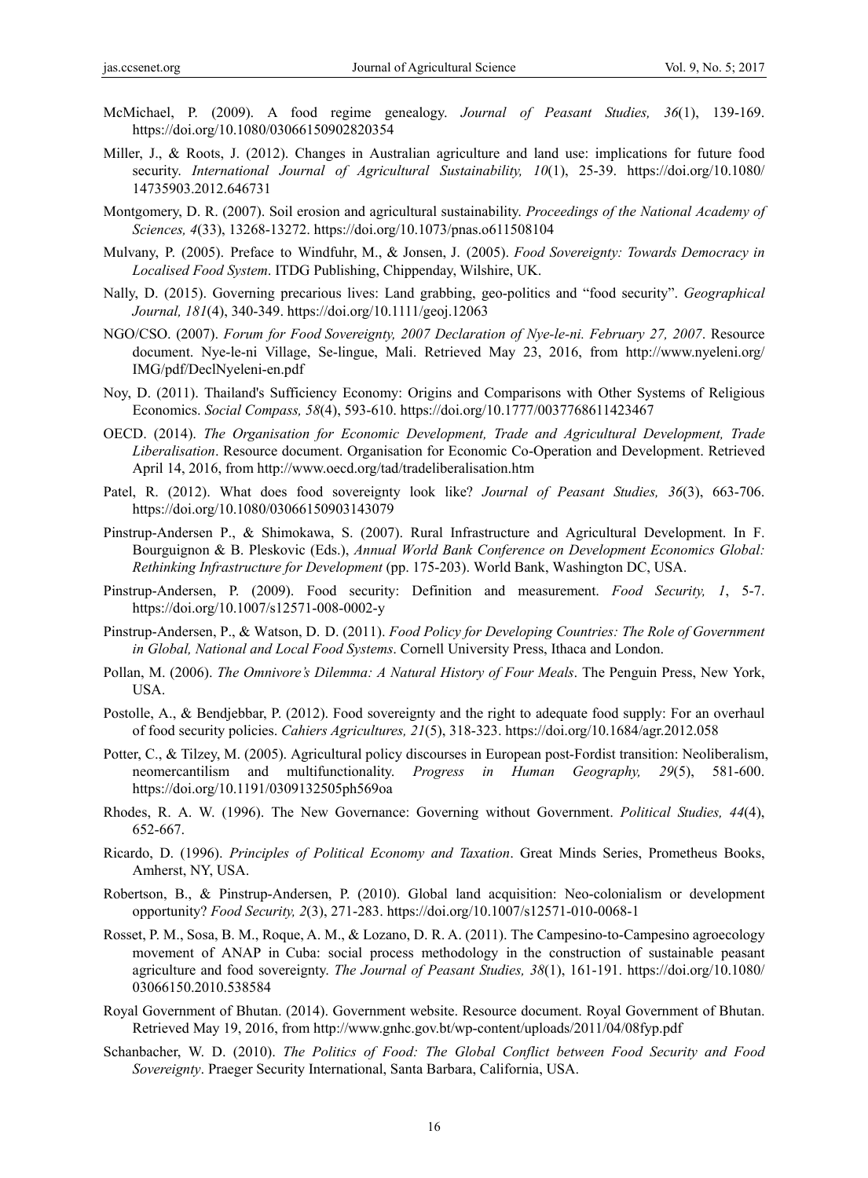McMichael, P. (2009). A food regime genealogy. *Journal of Peasant Studies, 36*(1), 139-169. https://doi.org/10.1080/03066150902820354

Miller, J., & Roots, J. (2012). Changes in Australian agriculture and land use: implications for future food security. *International Journal of Agricultural Sustainability, 10*(1), 25-39. https://doi.org/10.1080/14735903.2012.646731

Montgomery, D. R. (2007). Soil erosion and agricultural sustainability. *Proceedings of the National Academy of Sciences, 4*(33), 13268-13272. https://doi.org/10.1073/pnas.o611508104

Mulvany, P. (2005). Preface to Windfuhr, M., & Jonsen, J. (2005). *Food Sovereignty: Towards Democracy in Localised Food System*. ITDG Publishing, Chippenday, Wilshire, UK.

Nally, D. (2015). Governing precarious lives: Land grabbing, geo-politics and "food security". *Geographical Journal, 181*(4), 340-349. https://doi.org/10.1111/geoj.12063

NGO/CSO. (2007). *Forum for Food Sovereignty, 2007 Declaration of Nye-le-ni. February 27, 2007*. Resource document. Nye-le-ni Village, Se-lingue, Mali. Retrieved May 23, 2016, from http://www.nyeleni.org/IMG/pdf/DeclNyeleni-en.pdf

Noy, D. (2011). Thailand's Sufficiency Economy: Origins and Comparisons with Other Systems of Religious Economics. *Social Compass, 58*(4), 593-610. https://doi.org/10.1777/0037768611423467

OECD. (2014). *The Organisation for Economic Development, Trade and Agricultural Development, Trade Liberalisation*. Resource document. Organisation for Economic Co-Operation and Development. Retrieved April 14, 2016, from http://www.oecd.org/tad/tradeliberalisation.htm

Patel, R. (2012). What does food sovereignty look like? *Journal of Peasant Studies, 36*(3), 663-706. https://doi.org/10.1080/03066150903143079

Pinstrup-Andersen P., & Shimokawa, S. (2007). Rural Infrastructure and Agricultural Development. In F. Bourguignon & B. Pleskovic (Eds.), *Annual World Bank Conference on Development Economics Global: Rethinking Infrastructure for Development* (pp. 175-203). World Bank, Washington DC, USA.

Pinstrup-Andersen, P. (2009). Food security: Definition and measurement. *Food Security, 1*, 5-7. https://doi.org/10.1007/s12571-008-0002-y

Pinstrup-Andersen, P., & Watson, D. D. (2011). *Food Policy for Developing Countries: The Role of Government in Global, National and Local Food Systems*. Cornell University Press, Ithaca and London.

Pollan, M. (2006). *The Omnivore's Dilemma: A Natural History of Four Meals*. The Penguin Press, New York, USA.

Postolle, A., & Bendjebbar, P. (2012). Food sovereignty and the right to adequate food supply: For an overhaul of food security policies. *Cahiers Agricultures, 21*(5), 318-323. https://doi.org/10.1684/agr.2012.058

Potter, C., & Tilzey, M. (2005). Agricultural policy discourses in European post-Fordist transition: Neoliberalism, neomercantilism and multifunctionality. *Progress in Human Geography, 29*(5), 581-600. https://doi.org/10.1191/0309132505ph569oa

Rhodes, R. A. W. (1996). The New Governance: Governing without Government. *Political Studies, 44*(4), 652-667.

Ricardo, D. (1996). *Principles of Political Economy and Taxation*. Great Minds Series, Prometheus Books, Amherst, NY, USA.

Robertson, B., & Pinstrup-Andersen, P. (2010). Global land acquisition: Neo-colonialism or development opportunity? *Food Security, 2*(3), 271-283. https://doi.org/10.1007/s12571-010-0068-1

Rosset, P. M., Sosa, B. M., Roque, A. M., & Lozano, D. R. A. (2011). The Campesino-to-Campesino agroecology movement of ANAP in Cuba: social process methodology in the construction of sustainable peasant agriculture and food sovereignty. *The Journal of Peasant Studies, 38*(1), 161-191. https://doi.org/10.1080/03066150.2010.538584

Royal Government of Bhutan. (2014). Government website. Resource document. Royal Government of Bhutan. Retrieved May 19, 2016, from http://www.gnhc.gov.bt/wp-content/uploads/2011/04/08fyp.pdf

Schanbacher, W. D. (2010). *The Politics of Food: The Global Conflict between Food Security and Food Sovereignty*. Praeger Security International, Santa Barbara, California, USA.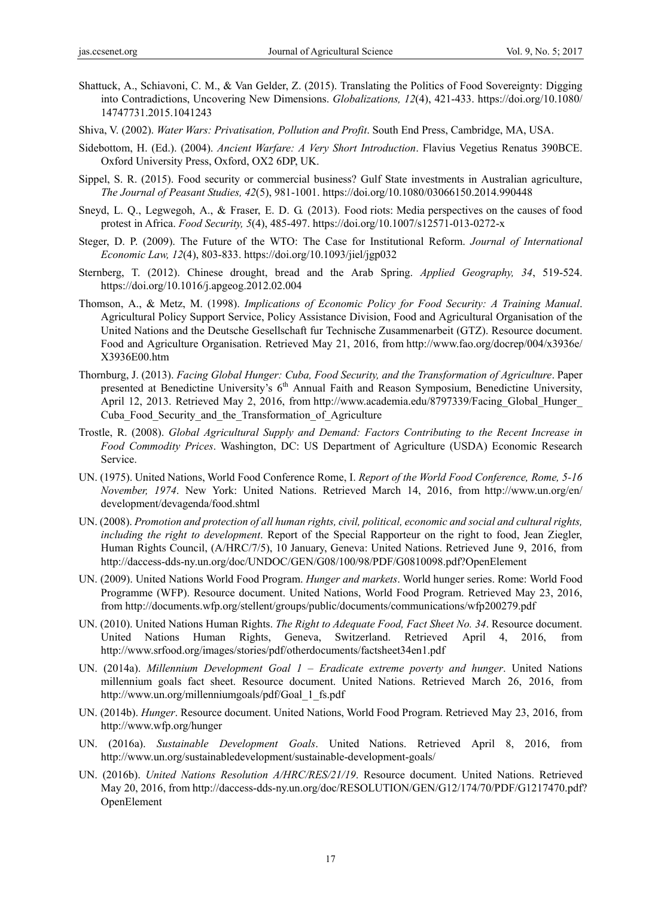Shattuck, A., Schiavoni, C. M., & Van Gelder, Z. (2015). Translating the Politics of Food Sovereignty: Digging into Contradictions, Uncovering New Dimensions. *Globalizations, 12*(4), 421-433. https://doi.org/10.1080/14747731.2015.1041243

Shiva, V. (2002). *Water Wars: Privatisation, Pollution and Profit*. South End Press, Cambridge, MA, USA.

Sidebottom, H. (Ed.). (2004). *Ancient Warfare: A Very Short Introduction*. Flavius Vegetius Renatus 390BCE. Oxford University Press, Oxford, OX2 6DP, UK.

Sippel, S. R. (2015). Food security or commercial business? Gulf State investments in Australian agriculture, *The Journal of Peasant Studies, 42*(5), 981-1001. https://doi.org/10.1080/03066150.2014.990448

Sneyd, L. Q., Legwegoh, A., & Fraser, E. D. G. (2013). Food riots: Media perspectives on the causes of food protest in Africa. *Food Security, 5*(4), 485-497. https://doi.org/10.1007/s12571-013-0272-x

Steger, D. P. (2009). The Future of the WTO: The Case for Institutional Reform. *Journal of International Economic Law, 12*(4), 803-833. https://doi.org/10.1093/jiel/jgp032

Sternberg, T. (2012). Chinese drought, bread and the Arab Spring. *Applied Geography, 34*, 519-524. https://doi.org/10.1016/j.apgeog.2012.02.004

Thomson, A., & Metz, M. (1998). *Implications of Economic Policy for Food Security: A Training Manual*. Agricultural Policy Support Service, Policy Assistance Division, Food and Agricultural Organisation of the United Nations and the Deutsche Gesellschaft fur Technische Zusammenarbeit (GTZ). Resource document. Food and Agriculture Organisation. Retrieved May 21, 2016, from http://www.fao.org/docrep/004/x3936e/X3936E00.htm

Thornburg, J. (2013). *Facing Global Hunger: Cuba, Food Security, and the Transformation of Agriculture*. Paper presented at Benedictine University's 6th Annual Faith and Reason Symposium, Benedictine University, April 12, 2013. Retrieved May 2, 2016, from http://www.academia.edu/8797339/Facing_Global_Hunger_Cuba_Food_Security_and_the_Transformation_of_Agriculture

Trostle, R. (2008). *Global Agricultural Supply and Demand: Factors Contributing to the Recent Increase in Food Commodity Prices*. Washington, DC: US Department of Agriculture (USDA) Economic Research Service.

UN. (1975). United Nations, World Food Conference Rome, I. *Report of the World Food Conference, Rome, 5-16 November, 1974*. New York: United Nations. Retrieved March 14, 2016, from http://www.un.org/en/development/devagenda/food.shtml

UN. (2008). *Promotion and protection of all human rights, civil, political, economic and social and cultural rights, including the right to development*. Report of the Special Rapporteur on the right to food, Jean Ziegler, Human Rights Council, (A/HRC/7/5), 10 January, Geneva: United Nations. Retrieved June 9, 2016, from http://daccess-dds-ny.un.org/doc/UNDOC/GEN/G08/100/98/PDF/G0810098.pdf?OpenElement

UN. (2009). United Nations World Food Program. *Hunger and markets*. World hunger series. Rome: World Food Programme (WFP). Resource document. United Nations, World Food Program. Retrieved May 23, 2016, from http://documents.wfp.org/stellent/groups/public/documents/communications/wfp200279.pdf

UN. (2010). United Nations Human Rights. *The Right to Adequate Food, Fact Sheet No. 34*. Resource document. United Nations Human Rights, Geneva, Switzerland. Retrieved April 4, 2016, from http://www.srfood.org/images/stories/pdf/otherdocuments/factsheet34en1.pdf

UN. (2014a). *Millennium Development Goal 1 – Eradicate extreme poverty and hunger*. United Nations millennium goals fact sheet. Resource document. United Nations. Retrieved March 26, 2016, from http://www.un.org/millenniumgoals/pdf/Goal_1_fs.pdf

UN. (2014b). *Hunger*. Resource document. United Nations, World Food Program. Retrieved May 23, 2016, from http://www.wfp.org/hunger

UN. (2016a). *Sustainable Development Goals*. United Nations. Retrieved April 8, 2016, from http://www.un.org/sustainabledevelopment/sustainable-development-goals/

UN. (2016b). *United Nations Resolution A/HRC/RES/21/19*. Resource document. United Nations. Retrieved May 20, 2016, from http://daccess-dds-ny.un.org/doc/RESOLUTION/GEN/G12/174/70/PDF/G1217470.pdf?OpenElement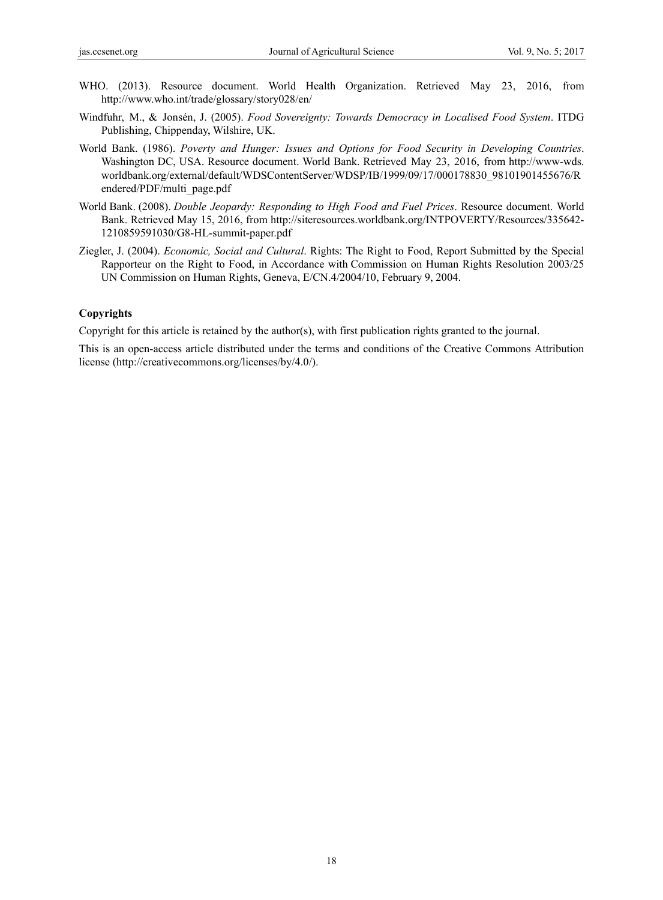WHO. (2013). Resource document. World Health Organization. Retrieved May 23, 2016, from http://www.who.int/trade/glossary/story028/en/

Windfuhr, M., & Jonsén, J. (2005). *Food Sovereignty: Towards Democracy in Localised Food System*. ITDG Publishing, Chippenday, Wilshire, UK.

World Bank. (1986). *Poverty and Hunger: Issues and Options for Food Security in Developing Countries*. Washington DC, USA. Resource document. World Bank. Retrieved May 23, 2016, from http://www-wds.worldbank.org/external/default/WDSContentServer/WDSP/IB/1999/09/17/000178830_98101901455676/Rendered/PDF/multi_page.pdf

World Bank. (2008). *Double Jeopardy: Responding to High Food and Fuel Prices*. Resource document. World Bank. Retrieved May 15, 2016, from http://siteresources.worldbank.org/INTPOVERTY/Resources/335642-1210859591030/G8-HL-summit-paper.pdf

Ziegler, J. (2004). *Economic, Social and Cultural*. Rights: The Right to Food, Report Submitted by the Special Rapporteur on the Right to Food, in Accordance with Commission on Human Rights Resolution 2003/25 UN Commission on Human Rights, Geneva, E/CN.4/2004/10, February 9, 2004.

**Copyrights**

Copyright for this article is retained by the author(s), with first publication rights granted to the journal.

This is an open-access article distributed under the terms and conditions of the Creative Commons Attribution license (http://creativecommons.org/licenses/by/4.0/).